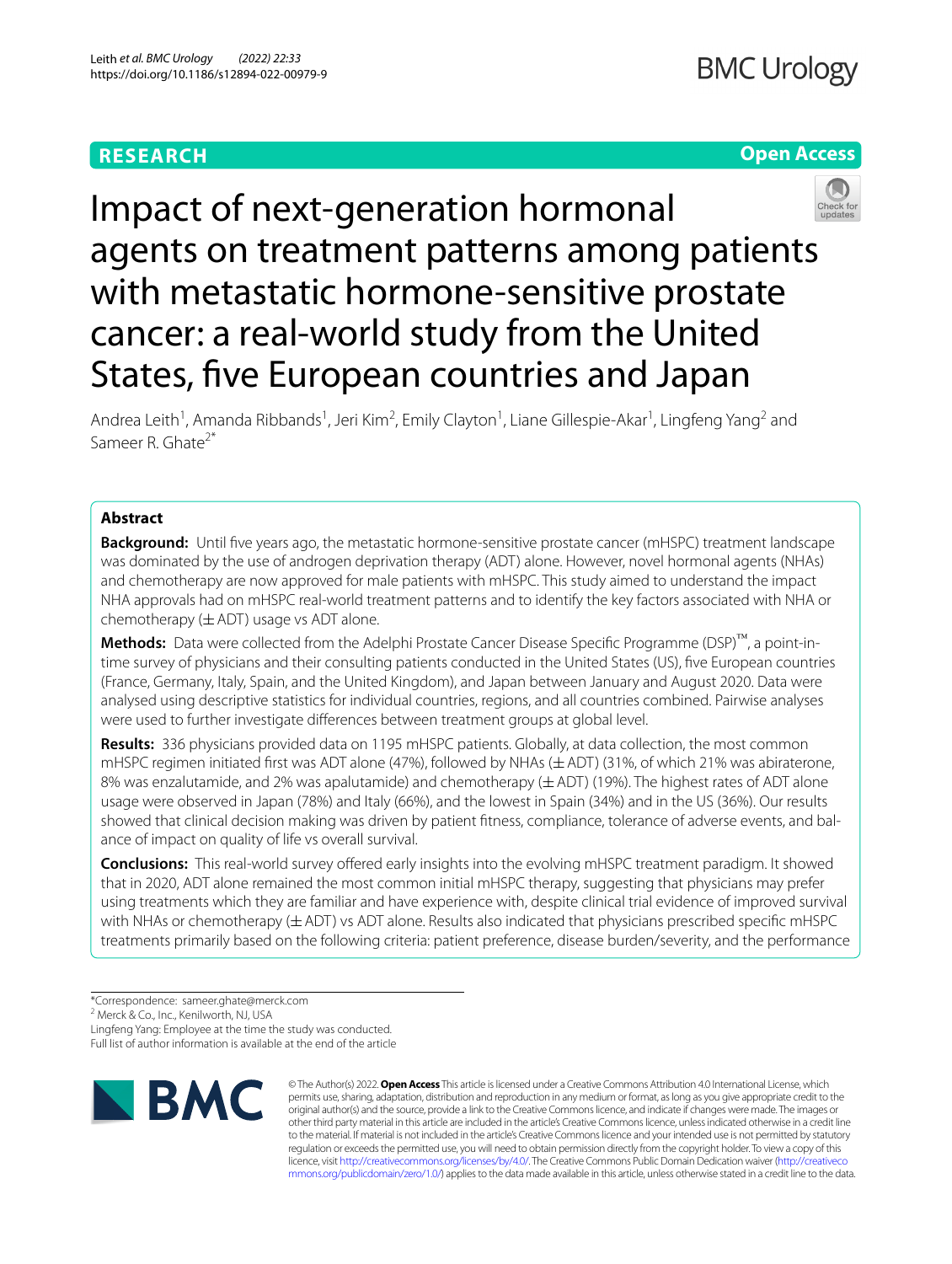RESEARCH

Open Access

# Impact of next-generation hormonal agents on treatment patterns among patients with metastatic hormone-sensitive prostate cancer: a real-world study from the United States, five European countries and Japan

Andrea Leith[1], Amanda Ribbands[1], Jeri Kim[2], Emily Clayton[1], Liane Gillespie-Akar[1], Lingfeng Yang[2] and Sameer R. Ghate[2*]

## Abstract

**Background:** Until five years ago, the metastatic hormone-sensitive prostate cancer (mHSPC) treatment landscape was dominated by the use of androgen deprivation therapy (ADT) alone. However, novel hormonal agents (NHAs) and chemotherapy are now approved for male patients with mHSPC. This study aimed to understand the impact NHA approvals had on mHSPC real-world treatment patterns and to identify the key factors associated with NHA or chemotherapy (± ADT) usage vs ADT alone.

**Methods:** Data were collected from the Adelphi Prostate Cancer Disease Specific Programme (DSP)™, a point-in-time survey of physicians and their consulting patients conducted in the United States (US), five European countries (France, Germany, Italy, Spain, and the United Kingdom), and Japan between January and August 2020. Data were analysed using descriptive statistics for individual countries, regions, and all countries combined. Pairwise analyses were used to further investigate differences between treatment groups at global level.

**Results:** 336 physicians provided data on 1195 mHSPC patients. Globally, at data collection, the most common mHSPC regimen initiated first was ADT alone (47%), followed by NHAs (± ADT) (31%, of which 21% was abiraterone, 8% was enzalutamide, and 2% was apalutamide) and chemotherapy (± ADT) (19%). The highest rates of ADT alone usage were observed in Japan (78%) and Italy (66%), and the lowest in Spain (34%) and in the US (36%). Our results showed that clinical decision making was driven by patient fitness, compliance, tolerance of adverse events, and balance of impact on quality of life vs overall survival.

**Conclusions:** This real-world survey offered early insights into the evolving mHSPC treatment paradigm. It showed that in 2020, ADT alone remained the most common initial mHSPC therapy, suggesting that physicians may prefer using treatments which they are familiar and have experience with, despite clinical trial evidence of improved survival with NHAs or chemotherapy (± ADT) vs ADT alone. Results also indicated that physicians prescribed specific mHSPC treatments primarily based on the following criteria: patient preference, disease burden/severity, and the performance

*Correspondence: sameer.ghate@merck.com
[2] Merck & Co., Inc., Kenilworth, NJ, USA
Lingfeng Yang: Employee at the time the study was conducted.
Full list of author information is available at the end of the article

© The Author(s) 2022. **Open Access** This article is licensed under a Creative Commons Attribution 4.0 International License, which permits use, sharing, adaptation, distribution and reproduction in any medium or format, as long as you give appropriate credit to the original author(s) and the source, provide a link to the Creative Commons licence, and indicate if changes were made. The images or other third party material in this article are included in the article's Creative Commons licence, unless indicated otherwise in a credit line to the material. If material is not included in the article's Creative Commons licence and your intended use is not permitted by statutory regulation or exceeds the permitted use, you will need to obtain permission directly from the copyright holder. To view a copy of this licence, visit http://creativecommons.org/licenses/by/4.0/. The Creative Commons Public Domain Dedication waiver (http://creativecommons.org/publicdomain/zero/1.0/) applies to the data made available in this article, unless otherwise stated in a credit line to the data.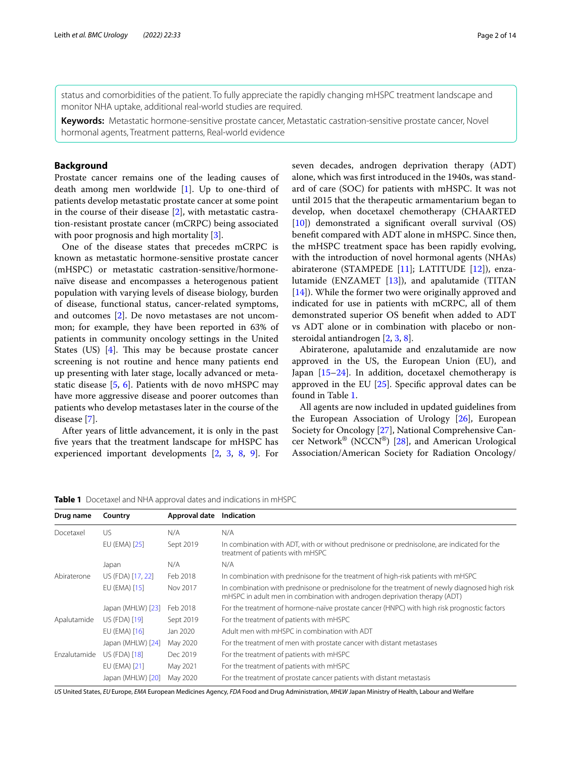status and comorbidities of the patient. To fully appreciate the rapidly changing mHSPC treatment landscape and monitor NHA uptake, additional real-world studies are required.

**Keywords:** Metastatic hormone-sensitive prostate cancer, Metastatic castration-sensitive prostate cancer, Novel hormonal agents, Treatment patterns, Real-world evidence

## Background

Prostate cancer remains one of the leading causes of death among men worldwide [1]. Up to one-third of patients develop metastatic prostate cancer at some point in the course of their disease [2], with metastatic castration-resistant prostate cancer (mCRPC) being associated with poor prognosis and high mortality [3].

One of the disease states that precedes mCRPC is known as metastatic hormone-sensitive prostate cancer (mHSPC) or metastatic castration-sensitive/hormone-naïve disease and encompasses a heterogenous patient population with varying levels of disease biology, burden of disease, functional status, cancer-related symptoms, and outcomes [2]. De novo metastases are not uncommon; for example, they have been reported in 63% of patients in community oncology settings in the United States (US) [4]. This may be because prostate cancer screening is not routine and hence many patients end up presenting with later stage, locally advanced or metastatic disease [5, 6]. Patients with de novo mHSPC may have more aggressive disease and poorer outcomes than patients who develop metastases later in the course of the disease [7].

After years of little advancement, it is only in the past five years that the treatment landscape for mHSPC has experienced important developments [2, 3, 8, 9]. For seven decades, androgen deprivation therapy (ADT) alone, which was first introduced in the 1940s, was standard of care (SOC) for patients with mHSPC. It was not until 2015 that the therapeutic armamentarium began to develop, when docetaxel chemotherapy (CHAARTED [10]) demonstrated a significant overall survival (OS) benefit compared with ADT alone in mHSPC. Since then, the mHSPC treatment space has been rapidly evolving, with the introduction of novel hormonal agents (NHAs) abiraterone (STAMPEDE [11]; LATITUDE [12]), enzalutamide (ENZAMET [13]), and apalutamide (TITAN [14]). While the former two were originally approved and indicated for use in patients with mCRPC, all of them demonstrated superior OS benefit when added to ADT vs ADT alone or in combination with placebo or non-steroidal antiandrogen [2, 3, 8].

Abiraterone, apalutamide and enzalutamide are now approved in the US, the European Union (EU), and Japan [15–24]. In addition, docetaxel chemotherapy is approved in the EU [25]. Specific approval dates can be found in Table 1.

All agents are now included in updated guidelines from the European Association of Urology [26], European Society for Oncology [27], National Comprehensive Cancer Network® (NCCN®) [28], and American Urological Association/American Society for Radiation Oncology/

**Table 1** Docetaxel and NHA approval dates and indications in mHSPC

| Drug name | Country | Approval date | Indication |
|---|---|---|---|
| Docetaxel | US | N/A | N/A |
| | EU (EMA) [25] | Sept 2019 | In combination with ADT, with or without prednisone or prednisolone, are indicated for the treatment of patients with mHSPC |
| | Japan | N/A | N/A |
| Abiraterone | US (FDA) [17, 22] | Feb 2018 | In combination with prednisone for the treatment of high-risk patients with mHSPC |
| | EU (EMA) [15] | Nov 2017 | In combination with prednisone or prednisolone for the treatment of newly diagnosed high risk mHSPC in adult men in combination with androgen deprivation therapy (ADT) |
| | Japan (MHLW) [23] | Feb 2018 | For the treatment of hormone-naïve prostate cancer (HNPC) with high risk prognostic factors |
| Apalutamide | US (FDA) [19] | Sept 2019 | For the treatment of patients with mHSPC |
| | EU (EMA) [16] | Jan 2020 | Adult men with mHSPC in combination with ADT |
| | Japan (MHLW) [24] | May 2020 | For the treatment of men with prostate cancer with distant metastases |
| Enzalutamide | US (FDA) [18] | Dec 2019 | For the treatment of patients with mHSPC |
| | EU (EMA) [21] | May 2021 | For the treatment of patients with mHSPC |
| | Japan (MHLW) [20] | May 2020 | For the treatment of prostate cancer patients with distant metastasis |

*US* United States, *EU* Europe, *EMA* European Medicines Agency, *FDA* Food and Drug Administration, *MHLW* Japan Ministry of Health, Labour and Welfare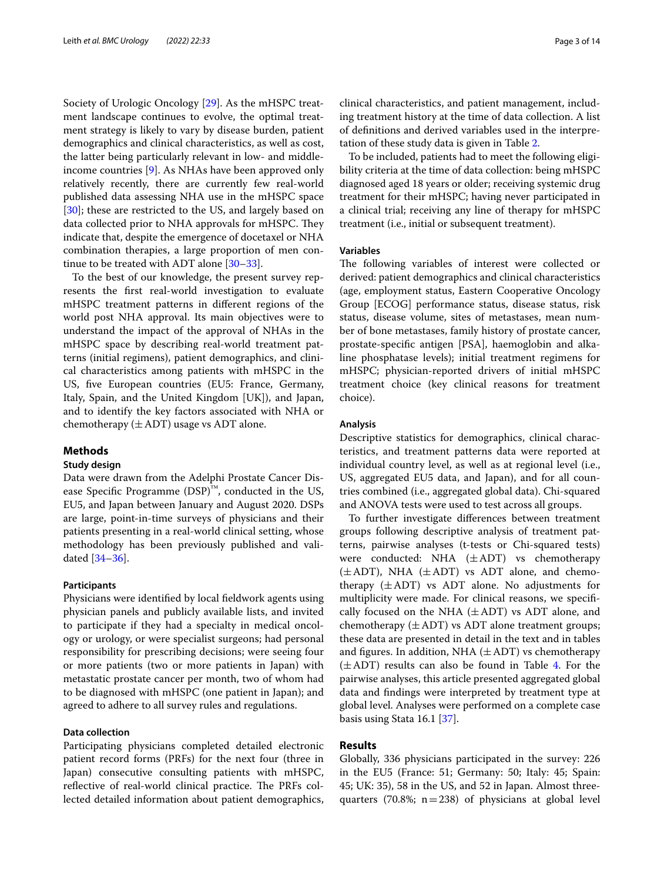Society of Urologic Oncology [29]. As the mHSPC treatment landscape continues to evolve, the optimal treatment strategy is likely to vary by disease burden, patient demographics and clinical characteristics, as well as cost, the latter being particularly relevant in low- and middle-income countries [9]. As NHAs have been approved only relatively recently, there are currently few real-world published data assessing NHA use in the mHSPC space [30]; these are restricted to the US, and largely based on data collected prior to NHA approvals for mHSPC. They indicate that, despite the emergence of docetaxel or NHA combination therapies, a large proportion of men continue to be treated with ADT alone [30–33].

To the best of our knowledge, the present survey represents the first real-world investigation to evaluate mHSPC treatment patterns in different regions of the world post NHA approval. Its main objectives were to understand the impact of the approval of NHAs in the mHSPC space by describing real-world treatment patterns (initial regimens), patient demographics, and clinical characteristics among patients with mHSPC in the US, five European countries (EU5: France, Germany, Italy, Spain, and the United Kingdom [UK]), and Japan, and to identify the key factors associated with NHA or chemotherapy (±ADT) usage vs ADT alone.

## Methods

### Study design

Data were drawn from the Adelphi Prostate Cancer Disease Specific Programme (DSP)™, conducted in the US, EU5, and Japan between January and August 2020. DSPs are large, point-in-time surveys of physicians and their patients presenting in a real-world clinical setting, whose methodology has been previously published and validated [34–36].

#### Participants

Physicians were identified by local fieldwork agents using physician panels and publicly available lists, and invited to participate if they had a specialty in medical oncology or urology, or were specialist surgeons; had personal responsibility for prescribing decisions; were seeing four or more patients (two or more patients in Japan) with metastatic prostate cancer per month, two of whom had to be diagnosed with mHSPC (one patient in Japan); and agreed to adhere to all survey rules and regulations.

#### Data collection

Participating physicians completed detailed electronic patient record forms (PRFs) for the next four (three in Japan) consecutive consulting patients with mHSPC, reflective of real-world clinical practice. The PRFs collected detailed information about patient demographics, clinical characteristics, and patient management, including treatment history at the time of data collection. A list of definitions and derived variables used in the interpretation of these study data is given in Table 2.

To be included, patients had to meet the following eligibility criteria at the time of data collection: being mHSPC diagnosed aged 18 years or older; receiving systemic drug treatment for their mHSPC; having never participated in a clinical trial; receiving any line of therapy for mHSPC treatment (i.e., initial or subsequent treatment).

#### Variables

The following variables of interest were collected or derived: patient demographics and clinical characteristics (age, employment status, Eastern Cooperative Oncology Group [ECOG] performance status, disease status, risk status, disease volume, sites of metastases, mean number of bone metastases, family history of prostate cancer, prostate-specific antigen [PSA], haemoglobin and alkaline phosphatase levels); initial treatment regimens for mHSPC; physician-reported drivers of initial mHSPC treatment choice (key clinical reasons for treatment choice).

#### Analysis

Descriptive statistics for demographics, clinical characteristics, and treatment patterns data were reported at individual country level, as well as at regional level (i.e., US, aggregated EU5 data, and Japan), and for all countries combined (i.e., aggregated global data). Chi-squared and ANOVA tests were used to test across all groups.

To further investigate differences between treatment groups following descriptive analysis of treatment patterns, pairwise analyses (t-tests or Chi-squared tests) were conducted: NHA (±ADT) vs chemotherapy (±ADT), NHA (±ADT) vs ADT alone, and chemotherapy (±ADT) vs ADT alone. No adjustments for multiplicity were made. For clinical reasons, we specifically focused on the NHA (±ADT) vs ADT alone, and chemotherapy (±ADT) vs ADT alone treatment groups; these data are presented in detail in the text and in tables and figures. In addition, NHA (±ADT) vs chemotherapy (±ADT) results can also be found in Table 4. For the pairwise analyses, this article presented aggregated global data and findings were interpreted by treatment type at global level. Analyses were performed on a complete case basis using Stata 16.1 [37].

## Results

Globally, 336 physicians participated in the survey: 226 in the EU5 (France: 51; Germany: 50; Italy: 45; Spain: 45; UK: 35), 58 in the US, and 52 in Japan. Almost three-quarters (70.8%; n = 238) of physicians at global level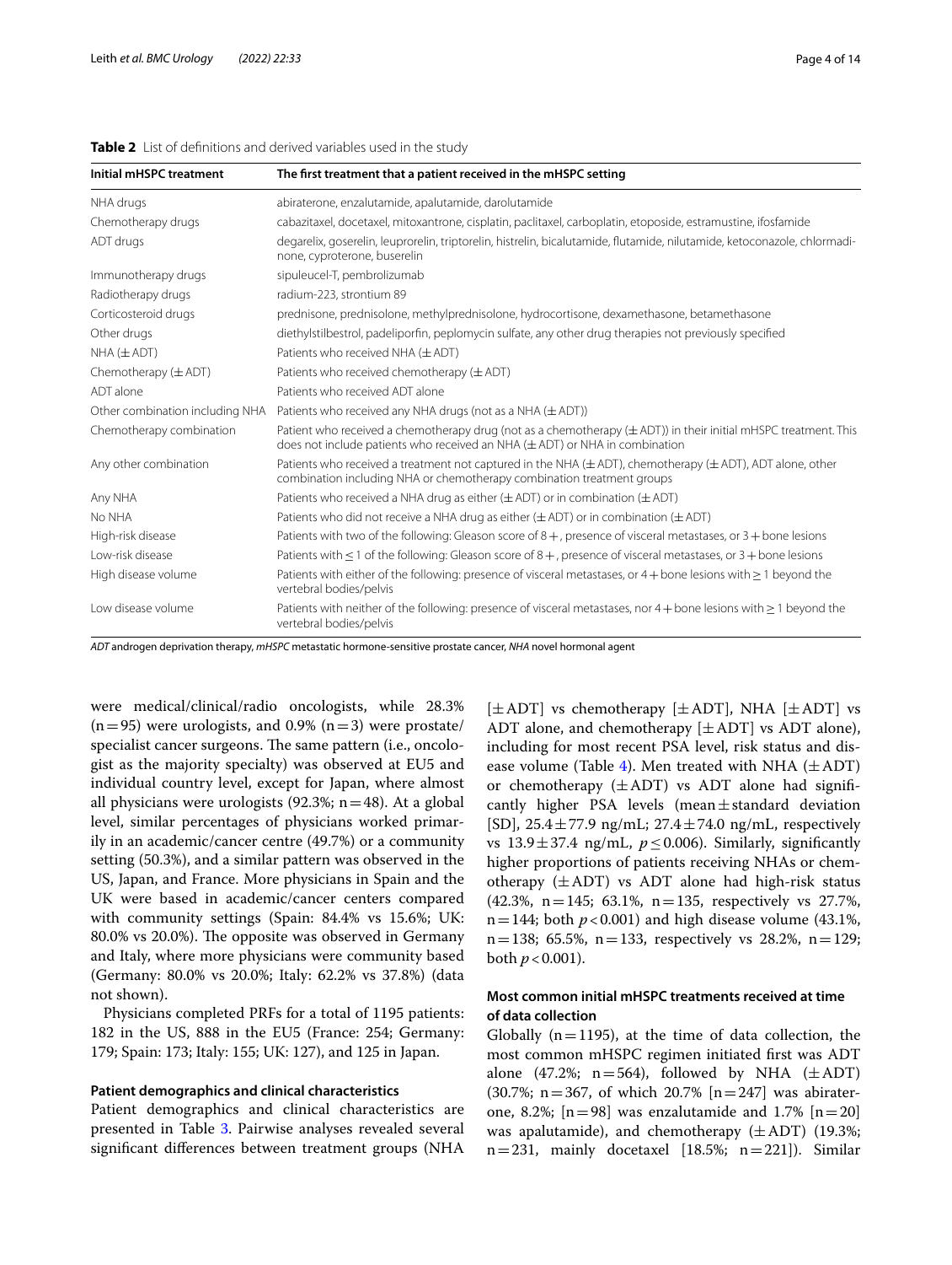**Table 2** List of definitions and derived variables used in the study

| Initial mHSPC treatment | The first treatment that a patient received in the mHSPC setting |
|---|---|
| NHA drugs | abiraterone, enzalutamide, apalutamide, darolutamide |
| Chemotherapy drugs | cabazitaxel, docetaxel, mitoxantrone, cisplatin, paclitaxel, carboplatin, etoposide, estramustine, ifosfamide |
| ADT drugs | degarelix, goserelin, leuprorelin, triptorelin, histrelin, bicalutamide, flutamide, nilutamide, ketoconazole, chlormadinone, cyproterone, buserelin |
| Immunotherapy drugs | sipuleucel-T, pembrolizumab |
| Radiotherapy drugs | radium-223, strontium 89 |
| Corticosteroid drugs | prednisone, prednisolone, methylprednisolone, hydrocortisone, dexamethasone, betamethasone |
| Other drugs | diethylstilbestrol, padeliporfin, peplomycin sulfate, any other drug therapies not previously specified |
| NHA (±ADT) | Patients who received NHA (±ADT) |
| Chemotherapy (±ADT) | Patients who received chemotherapy (±ADT) |
| ADT alone | Patients who received ADT alone |
| Other combination including NHA | Patients who received any NHA drugs (not as a NHA (±ADT)) |
| Chemotherapy combination | Patient who received a chemotherapy drug (not as a chemotherapy (±ADT)) in their initial mHSPC treatment. This does not include patients who received an NHA (±ADT) or NHA in combination |
| Any other combination | Patients who received a treatment not captured in the NHA (±ADT), chemotherapy (±ADT), ADT alone, other combination including NHA or chemotherapy combination treatment groups |
| Any NHA | Patients who received a NHA drug as either (±ADT) or in combination (±ADT) |
| No NHA | Patients who did not receive a NHA drug as either (±ADT) or in combination (±ADT) |
| High-risk disease | Patients with two of the following: Gleason score of 8+, presence of visceral metastases, or 3+bone lesions |
| Low-risk disease | Patients with ≤1 of the following: Gleason score of 8+, presence of visceral metastases, or 3+bone lesions |
| High disease volume | Patients with either of the following: presence of visceral metastases, or 4+bone lesions with ≥1 beyond the vertebral bodies/pelvis |
| Low disease volume | Patients with neither of the following: presence of visceral metastases, nor 4+bone lesions with ≥1 beyond the vertebral bodies/pelvis |

*ADT* androgen deprivation therapy, *mHSPC* metastatic hormone-sensitive prostate cancer, *NHA* novel hormonal agent

were medical/clinical/radio oncologists, while 28.3% (n=95) were urologists, and 0.9% (n=3) were prostate/specialist cancer surgeons. The same pattern (i.e., oncologist as the majority specialty) was observed at EU5 and individual country level, except for Japan, where almost all physicians were urologists (92.3%; n=48). At a global level, similar percentages of physicians worked primarily in an academic/cancer centre (49.7%) or a community setting (50.3%), and a similar pattern was observed in the US, Japan, and France. More physicians in Spain and the UK were based in academic/cancer centers compared with community settings (Spain: 84.4% vs 15.6%; UK: 80.0% vs 20.0%). The opposite was observed in Germany and Italy, where more physicians were community based (Germany: 80.0% vs 20.0%; Italy: 62.2% vs 37.8%) (data not shown).

Physicians completed PRFs for a total of 1195 patients: 182 in the US, 888 in the EU5 (France: 254; Germany: 179; Spain: 173; Italy: 155; UK: 127), and 125 in Japan.

### Patient demographics and clinical characteristics

Patient demographics and clinical characteristics are presented in Table 3. Pairwise analyses revealed several significant differences between treatment groups (NHA [±ADT] vs chemotherapy [±ADT], NHA [±ADT] vs ADT alone, and chemotherapy [±ADT] vs ADT alone), including for most recent PSA level, risk status and disease volume (Table 4). Men treated with NHA (±ADT) or chemotherapy (±ADT) vs ADT alone had significantly higher PSA levels (mean ± standard deviation [SD], 25.4 ± 77.9 ng/mL; 27.4 ± 74.0 ng/mL, respectively vs 13.9 ± 37.4 ng/mL, $p \leq 0.006$). Similarly, significantly higher proportions of patients receiving NHAs or chemotherapy (±ADT) vs ADT alone had high-risk status (42.3%, n=145; 63.1%, n=135, respectively vs 27.7%, n=144; both $p < 0.001$) and high disease volume (43.1%, n=138; 65.5%, n=133, respectively vs 28.2%, n=129; both $p < 0.001$).

### Most common initial mHSPC treatments received at time of data collection

Globally (n=1195), at the time of data collection, the most common mHSPC regimen initiated first was ADT alone (47.2%; n=564), followed by NHA (±ADT) (30.7%; n=367, of which 20.7% [n=247] was abiraterone, 8.2%; [n=98] was enzalutamide and 1.7% [n=20] was apalutamide), and chemotherapy (±ADT) (19.3%; n=231, mainly docetaxel [18.5%; n=221]). Similar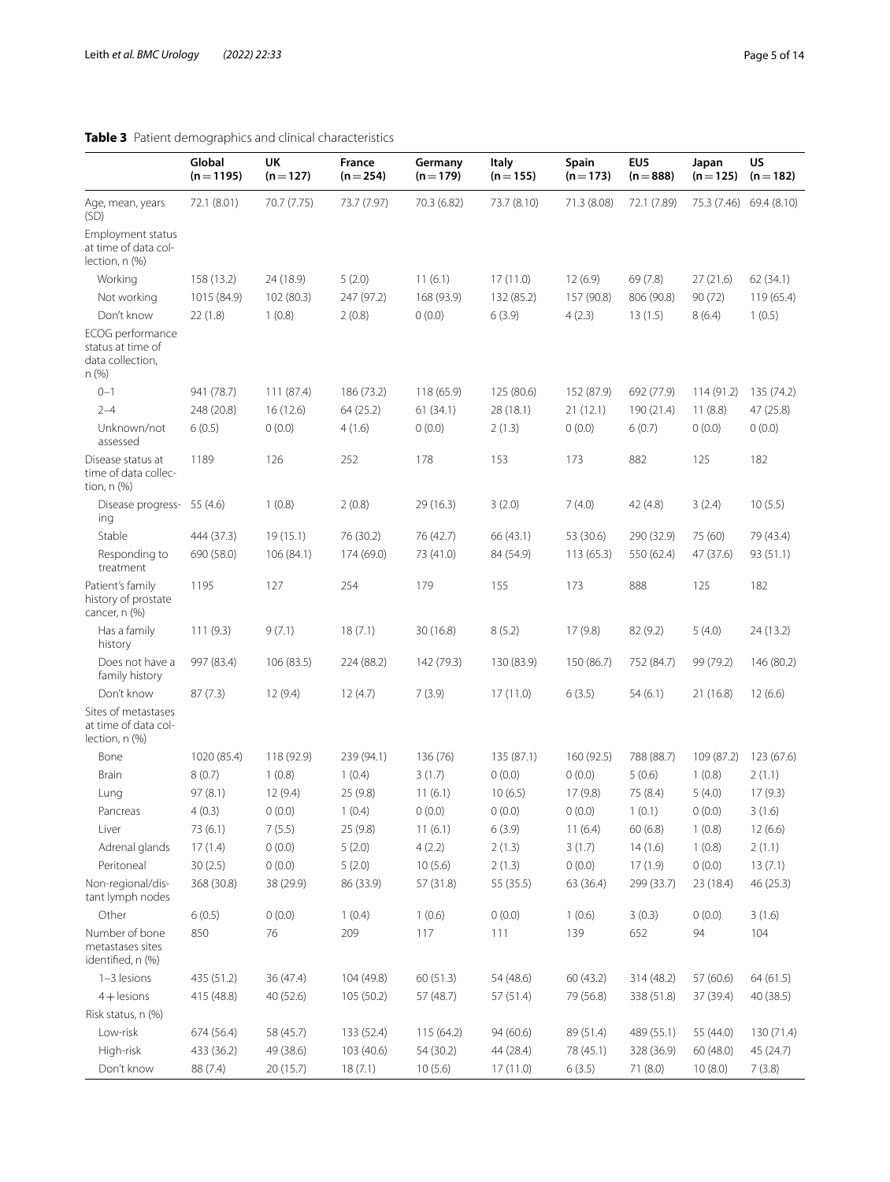**Table 3** Patient demographics and clinical characteristics

| | Global (n = 1195) | UK (n = 127) | France (n = 254) | Germany (n = 179) | Italy (n = 155) | Spain (n = 173) | EU5 (n = 888) | Japan (n = 125) | US (n = 182) |
|---|---|---|---|---|---|---|---|---|---|
| Age, mean, years (SD) | 72.1 (8.01) | 70.7 (7.75) | 73.7 (7.97) | 70.3 (6.82) | 73.7 (8.10) | 71.3 (8.08) | 72.1 (7.89) | 75.3 (7.46) | 69.4 (8.10) |
| Employment status at time of data collection, n (%) | | | | | | | | | |
| Working | 158 (13.2) | 24 (18.9) | 5 (2.0) | 11 (6.1) | 17 (11.0) | 12 (6.9) | 69 (7.8) | 27 (21.6) | 62 (34.1) |
| Not working | 1015 (84.9) | 102 (80.3) | 247 (97.2) | 168 (93.9) | 132 (85.2) | 157 (90.8) | 806 (90.8) | 90 (72) | 119 (65.4) |
| Don't know | 22 (1.8) | 1 (0.8) | 2 (0.8) | 0 (0.0) | 6 (3.9) | 4 (2.3) | 13 (1.5) | 8 (6.4) | 1 (0.5) |
| ECOG performance status at time of data collection, n (%) | | | | | | | | | |
| 0–1 | 941 (78.7) | 111 (87.4) | 186 (73.2) | 118 (65.9) | 125 (80.6) | 152 (87.9) | 692 (77.9) | 114 (91.2) | 135 (74.2) |
| 2–4 | 248 (20.8) | 16 (12.6) | 64 (25.2) | 61 (34.1) | 28 (18.1) | 21 (12.1) | 190 (21.4) | 11 (8.8) | 47 (25.8) |
| Unknown/not assessed | 6 (0.5) | 0 (0.0) | 4 (1.6) | 0 (0.0) | 2 (1.3) | 0 (0.0) | 6 (0.7) | 0 (0.0) | 0 (0.0) |
| Disease status at time of data collection, n (%) | 1189 | 126 | 252 | 178 | 153 | 173 | 882 | 125 | 182 |
| Disease progressing | 55 (4.6) | 1 (0.8) | 2 (0.8) | 29 (16.3) | 3 (2.0) | 7 (4.0) | 42 (4.8) | 3 (2.4) | 10 (5.5) |
| Stable | 444 (37.3) | 19 (15.1) | 76 (30.2) | 76 (42.7) | 66 (43.1) | 53 (30.6) | 290 (32.9) | 75 (60) | 79 (43.4) |
| Responding to treatment | 690 (58.0) | 106 (84.1) | 174 (69.0) | 73 (41.0) | 84 (54.9) | 113 (65.3) | 550 (62.4) | 47 (37.6) | 93 (51.1) |
| Patient's family history of prostate cancer, n (%) | 1195 | 127 | 254 | 179 | 155 | 173 | 888 | 125 | 182 |
| Has a family history | 111 (9.3) | 9 (7.1) | 18 (7.1) | 30 (16.8) | 8 (5.2) | 17 (9.8) | 82 (9.2) | 5 (4.0) | 24 (13.2) |
| Does not have a family history | 997 (83.4) | 106 (83.5) | 224 (88.2) | 142 (79.3) | 130 (83.9) | 150 (86.7) | 752 (84.7) | 99 (79.2) | 146 (80.2) |
| Don't know | 87 (7.3) | 12 (9.4) | 12 (4.7) | 7 (3.9) | 17 (11.0) | 6 (3.5) | 54 (6.1) | 21 (16.8) | 12 (6.6) |
| Sites of metastases at time of data collection, n (%) | | | | | | | | | |
| Bone | 1020 (85.4) | 118 (92.9) | 239 (94.1) | 136 (76) | 135 (87.1) | 160 (92.5) | 788 (88.7) | 109 (87.2) | 123 (67.6) |
| Brain | 8 (0.7) | 1 (0.8) | 1 (0.4) | 3 (1.7) | 0 (0.0) | 0 (0.0) | 5 (0.6) | 1 (0.8) | 2 (1.1) |
| Lung | 97 (8.1) | 12 (9.4) | 25 (9.8) | 11 (6.1) | 10 (6.5) | 17 (9.8) | 75 (8.4) | 5 (4.0) | 17 (9.3) |
| Pancreas | 4 (0.3) | 0 (0.0) | 1 (0.4) | 0 (0.0) | 0 (0.0) | 0 (0.0) | 1 (0.1) | 0 (0.0) | 3 (1.6) |
| Liver | 73 (6.1) | 7 (5.5) | 25 (9.8) | 11 (6.1) | 6 (3.9) | 11 (6.4) | 60 (6.8) | 1 (0.8) | 12 (6.6) |
| Adrenal glands | 17 (1.4) | 0 (0.0) | 5 (2.0) | 4 (2.2) | 2 (1.3) | 3 (1.7) | 14 (1.6) | 1 (0.8) | 2 (1.1) |
| Peritoneal | 30 (2.5) | 0 (0.0) | 5 (2.0) | 10 (5.6) | 2 (1.3) | 0 (0.0) | 17 (1.9) | 0 (0.0) | 13 (7.1) |
| Non-regional/distant lymph nodes | 368 (30.8) | 38 (29.9) | 86 (33.9) | 57 (31.8) | 55 (35.5) | 63 (36.4) | 299 (33.7) | 23 (18.4) | 46 (25.3) |
| Other | 6 (0.5) | 0 (0.0) | 1 (0.4) | 1 (0.6) | 0 (0.0) | 1 (0.6) | 3 (0.3) | 0 (0.0) | 3 (1.6) |
| Number of bone metastases sites identified, n (%) | 850 | 76 | 209 | 117 | 111 | 139 | 652 | 94 | 104 |
| 1–3 lesions | 435 (51.2) | 36 (47.4) | 104 (49.8) | 60 (51.3) | 54 (48.6) | 60 (43.2) | 314 (48.2) | 57 (60.6) | 64 (61.5) |
| 4+ lesions | 415 (48.8) | 40 (52.6) | 105 (50.2) | 57 (48.7) | 57 (51.4) | 79 (56.8) | 338 (51.8) | 37 (39.4) | 40 (38.5) |
| Risk status, n (%) | | | | | | | | | |
| Low-risk | 674 (56.4) | 58 (45.7) | 133 (52.4) | 115 (64.2) | 94 (60.6) | 89 (51.4) | 489 (55.1) | 55 (44.0) | 130 (71.4) |
| High-risk | 433 (36.2) | 49 (38.6) | 103 (40.6) | 54 (30.2) | 44 (28.4) | 78 (45.1) | 328 (36.9) | 60 (48.0) | 45 (24.7) |
| Don't know | 88 (7.4) | 20 (15.7) | 18 (7.1) | 10 (5.6) | 17 (11.0) | 6 (3.5) | 71 (8.0) | 10 (8.0) | 7 (3.8) |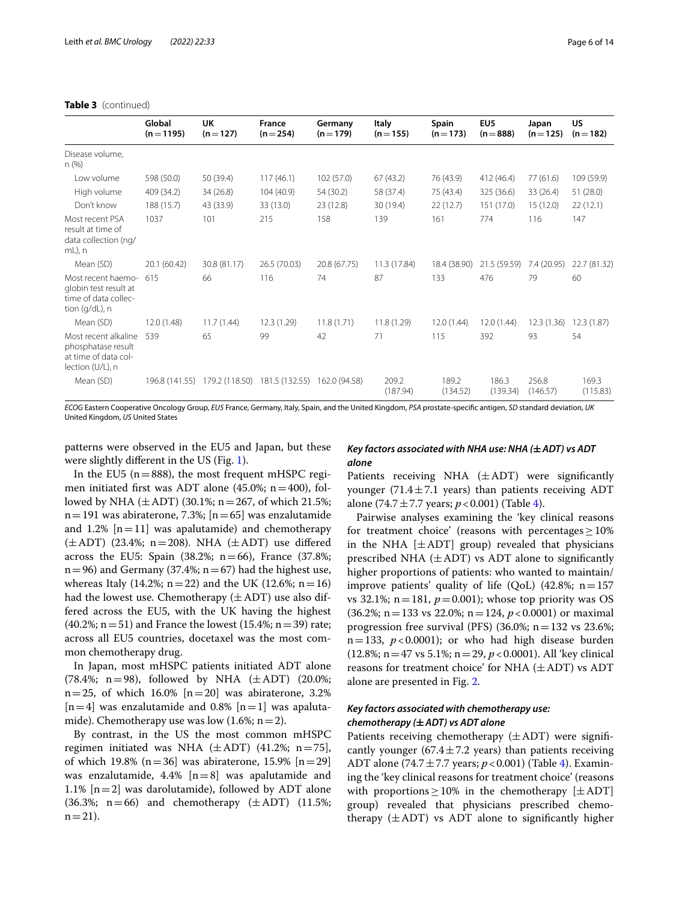**Table 3** (continued)

| | Global (n = 1195) | UK (n = 127) | France (n = 254) | Germany (n = 179) | Italy (n = 155) | Spain (n = 173) | EU5 (n = 888) | Japan (n = 125) | US (n = 182) |
|---|---|---|---|---|---|---|---|---|---|
| Disease volume, n (%) | | | | | | | | | |
| Low volume | 598 (50.0) | 50 (39.4) | 117 (46.1) | 102 (57.0) | 67 (43.2) | 76 (43.9) | 412 (46.4) | 77 (61.6) | 109 (59.9) |
| High volume | 409 (34.2) | 34 (26.8) | 104 (40.9) | 54 (30.2) | 58 (37.4) | 75 (43.4) | 325 (36.6) | 33 (26.4) | 51 (28.0) |
| Don't know | 188 (15.7) | 43 (33.9) | 33 (13.0) | 23 (12.8) | 30 (19.4) | 22 (12.7) | 151 (17.0) | 15 (12.0) | 22 (12.1) |
| Most recent PSA result at time of data collection (ng/mL), n | 1037 | 101 | 215 | 158 | 139 | 161 | 774 | 116 | 147 |
| Mean (SD) | 20.1 (60.42) | 30.8 (81.17) | 26.5 (70.03) | 20.8 (67.75) | 11.3 (17.84) | 18.4 (38.90) | 21.5 (59.59) | 7.4 (20.95) | 22.7 (81.32) |
| Most recent haemoglobin test result at time of data collection (g/dL), n | 615 | 66 | 116 | 74 | 87 | 133 | 476 | 79 | 60 |
| Mean (SD) | 12.0 (1.48) | 11.7 (1.44) | 12.3 (1.29) | 11.8 (1.71) | 11.8 (1.29) | 12.0 (1.44) | 12.0 (1.44) | 12.3 (1.36) | 12.3 (1.87) |
| Most recent alkaline phosphatase result at time of data collection (U/L), n | 539 | 65 | 99 | 42 | 71 | 115 | 392 | 93 | 54 |
| Mean (SD) | 196.8 (141.55) | 179.2 (118.50) | 181.5 (132.55) | 162.0 (94.58) | 209.2 (187.94) | 189.2 (134.52) | 186.3 (139.34) | 256.8 (146.57) | 169.3 (115.83) |

*ECOG* Eastern Cooperative Oncology Group, *EU5* France, Germany, Italy, Spain, and the United Kingdom, *PSA* prostate-specific antigen, *SD* standard deviation, *UK* United Kingdom, *US* United States

patterns were observed in the EU5 and Japan, but these were slightly different in the US (Fig. 1).

In the EU5 (n = 888), the most frequent mHSPC regimen initiated first was ADT alone (45.0%; n = 400), followed by NHA (±ADT) (30.1%; n = 267, of which 21.5%; n = 191 was abiraterone, 7.3%; [n = 65] was enzalutamide and 1.2% [n = 11] was apalutamide) and chemotherapy (±ADT) (23.4%; n = 208). NHA (±ADT) use differed across the EU5: Spain (38.2%; n = 66), France (37.8%; n = 96) and Germany (37.4%; n = 67) had the highest use, whereas Italy (14.2%; n = 22) and the UK (12.6%; n = 16) had the lowest use. Chemotherapy (±ADT) use also differed across the EU5, with the UK having the highest (40.2%; n = 51) and France the lowest (15.4%; n = 39) rate; across all EU5 countries, docetaxel was the most common chemotherapy drug.

In Japan, most mHSPC patients initiated ADT alone (78.4%; n = 98), followed by NHA (±ADT) (20.0%; n = 25, of which 16.0% [n = 20] was abiraterone, 3.2% [n = 4] was enzalutamide and 0.8% [n = 1] was apalutamide). Chemotherapy use was low (1.6%; n = 2).

By contrast, in the US the most common mHSPC regimen initiated was NHA (±ADT) (41.2%; n = 75], of which 19.8% (n = 36] was abiraterone, 15.9% [n = 29] was enzalutamide, 4.4% [n = 8] was apalutamide and 1.1% [n = 2] was darolutamide), followed by ADT alone (36.3%; n = 66) and chemotherapy (±ADT) (11.5%; n = 21).

### *Key factors associated with NHA use: NHA (±ADT) vs ADT alone*

Patients receiving NHA (±ADT) were significantly younger (71.4 ± 7.1 years) than patients receiving ADT alone (74.7 ± 7.7 years; $p < 0.001$) (Table 4).

Pairwise analyses examining the 'key clinical reasons for treatment choice' (reasons with percentages ≥ 10% in the NHA [±ADT] group) revealed that physicians prescribed NHA (±ADT) vs ADT alone to significantly higher proportions of patients: who wanted to maintain/improve patients' quality of life (QoL) (42.8%; n = 157 vs 32.1%; n = 181, $p = 0.001$); whose top priority was OS (36.2%; n = 133 vs 22.0%; n = 124, $p < 0.0001$) or maximal progression free survival (PFS) (36.0%; n = 132 vs 23.6%; n = 133, $p < 0.0001$); or who had high disease burden (12.8%; n = 47 vs 5.1%; n = 29, $p < 0.0001$). All 'key clinical reasons for treatment choice' for NHA (±ADT) vs ADT alone are presented in Fig. 2.

### *Key factors associated with chemotherapy use: chemotherapy (±ADT) vs ADT alone*

Patients receiving chemotherapy (±ADT) were significantly younger (67.4 ± 7.2 years) than patients receiving ADT alone (74.7 ± 7.7 years; $p < 0.001$) (Table 4). Examining the 'key clinical reasons for treatment choice' (reasons with proportions ≥ 10% in the chemotherapy [±ADT] group) revealed that physicians prescribed chemotherapy (±ADT) vs ADT alone to significantly higher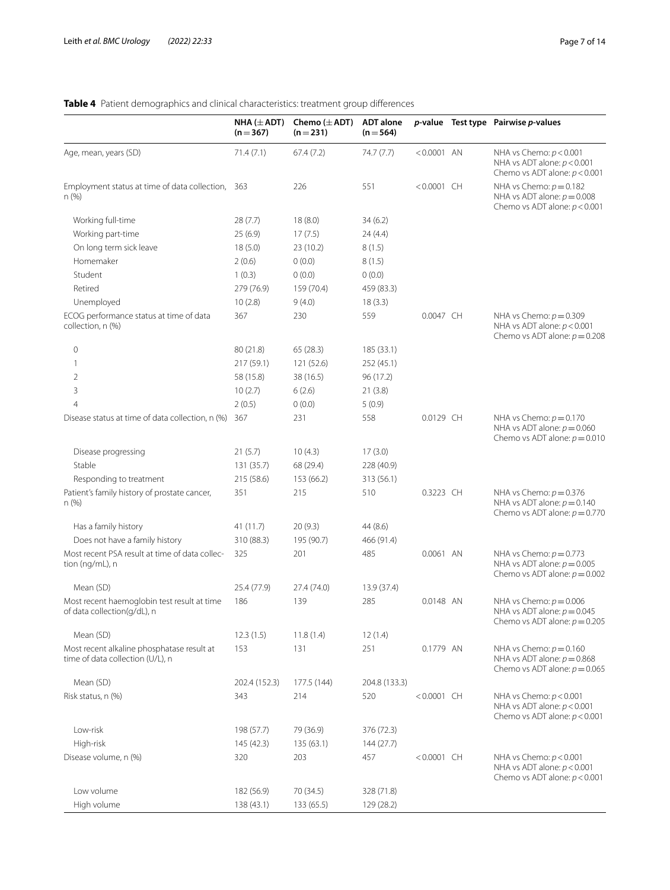**Table 4** Patient demographics and clinical characteristics: treatment group differences

| | NHA (±ADT) (n=367) | Chemo (±ADT) (n=231) | ADT alone (n=564) | *p*-value | Test type | Pairwise *p*-values |
|---|---|---|---|---|---|---|
| Age, mean, years (SD) | 71.4 (7.1) | 67.4 (7.2) | 74.7 (7.7) | <0.0001 | AN | NHA vs Chemo: $p<0.001$<br>NHA vs ADT alone: $p<0.001$<br>Chemo vs ADT alone: $p<0.001$ |
| Employment status at time of data collection, n (%) | 363 | 226 | 551 | <0.0001 | CH | NHA vs Chemo: $p=0.182$<br>NHA vs ADT alone: $p=0.008$<br>Chemo vs ADT alone: $p<0.001$ |
| Working full-time | 28 (7.7) | 18 (8.0) | 34 (6.2) | | | |
| Working part-time | 25 (6.9) | 17 (7.5) | 24 (4.4) | | | |
| On long term sick leave | 18 (5.0) | 23 (10.2) | 8 (1.5) | | | |
| Homemaker | 2 (0.6) | 0 (0.0) | 8 (1.5) | | | |
| Student | 1 (0.3) | 0 (0.0) | 0 (0.0) | | | |
| Retired | 279 (76.9) | 159 (70.4) | 459 (83.3) | | | |
| Unemployed | 10 (2.8) | 9 (4.0) | 18 (3.3) | | | |
| ECOG performance status at time of data collection, n (%) | 367 | 230 | 559 | 0.0047 | CH | NHA vs Chemo: $p=0.309$<br>NHA vs ADT alone: $p<0.001$<br>Chemo vs ADT alone: $p=0.208$ |
| 0 | 80 (21.8) | 65 (28.3) | 185 (33.1) | | | |
| 1 | 217 (59.1) | 121 (52.6) | 252 (45.1) | | | |
| 2 | 58 (15.8) | 38 (16.5) | 96 (17.2) | | | |
| 3 | 10 (2.7) | 6 (2.6) | 21 (3.8) | | | |
| 4 | 2 (0.5) | 0 (0.0) | 5 (0.9) | | | |
| Disease status at time of data collection, n (%) | 367 | 231 | 558 | 0.0129 | CH | NHA vs Chemo: $p=0.170$<br>NHA vs ADT alone: $p=0.060$<br>Chemo vs ADT alone: $p=0.010$ |
| Disease progressing | 21 (5.7) | 10 (4.3) | 17 (3.0) | | | |
| Stable | 131 (35.7) | 68 (29.4) | 228 (40.9) | | | |
| Responding to treatment | 215 (58.6) | 153 (66.2) | 313 (56.1) | | | |
| Patient's family history of prostate cancer, n (%) | 351 | 215 | 510 | 0.3223 | CH | NHA vs Chemo: $p=0.376$<br>NHA vs ADT alone: $p=0.140$<br>Chemo vs ADT alone: $p=0.770$ |
| Has a family history | 41 (11.7) | 20 (9.3) | 44 (8.6) | | | |
| Does not have a family history | 310 (88.3) | 195 (90.7) | 466 (91.4) | | | |
| Most recent PSA result at time of data collection (ng/mL), n | 325 | 201 | 485 | 0.0061 | AN | NHA vs Chemo: $p=0.773$<br>NHA vs ADT alone: $p=0.005$<br>Chemo vs ADT alone: $p=0.002$ |
| Mean (SD) | 25.4 (77.9) | 27.4 (74.0) | 13.9 (37.4) | | | |
| Most recent haemoglobin test result at time of data collection(g/dL), n | 186 | 139 | 285 | 0.0148 | AN | NHA vs Chemo: $p=0.006$<br>NHA vs ADT alone: $p=0.045$<br>Chemo vs ADT alone: $p=0.205$ |
| Mean (SD) | 12.3 (1.5) | 11.8 (1.4) | 12 (1.4) | | | |
| Most recent alkaline phosphatase result at time of data collection (U/L), n | 153 | 131 | 251 | 0.1779 | AN | NHA vs Chemo: $p=0.160$<br>NHA vs ADT alone: $p=0.868$<br>Chemo vs ADT alone: $p=0.065$ |
| Mean (SD) | 202.4 (152.3) | 177.5 (144) | 204.8 (133.3) | | | |
| Risk status, n (%) | 343 | 214 | 520 | <0.0001 | CH | NHA vs Chemo: $p<0.001$<br>NHA vs ADT alone: $p<0.001$<br>Chemo vs ADT alone: $p<0.001$ |
| Low-risk | 198 (57.7) | 79 (36.9) | 376 (72.3) | | | |
| High-risk | 145 (42.3) | 135 (63.1) | 144 (27.7) | | | |
| Disease volume, n (%) | 320 | 203 | 457 | <0.0001 | CH | NHA vs Chemo: $p<0.001$<br>NHA vs ADT alone: $p<0.001$<br>Chemo vs ADT alone: $p<0.001$ |
| Low volume | 182 (56.9) | 70 (34.5) | 328 (71.8) | | | |
| High volume | 138 (43.1) | 133 (65.5) | 129 (28.2) | | | |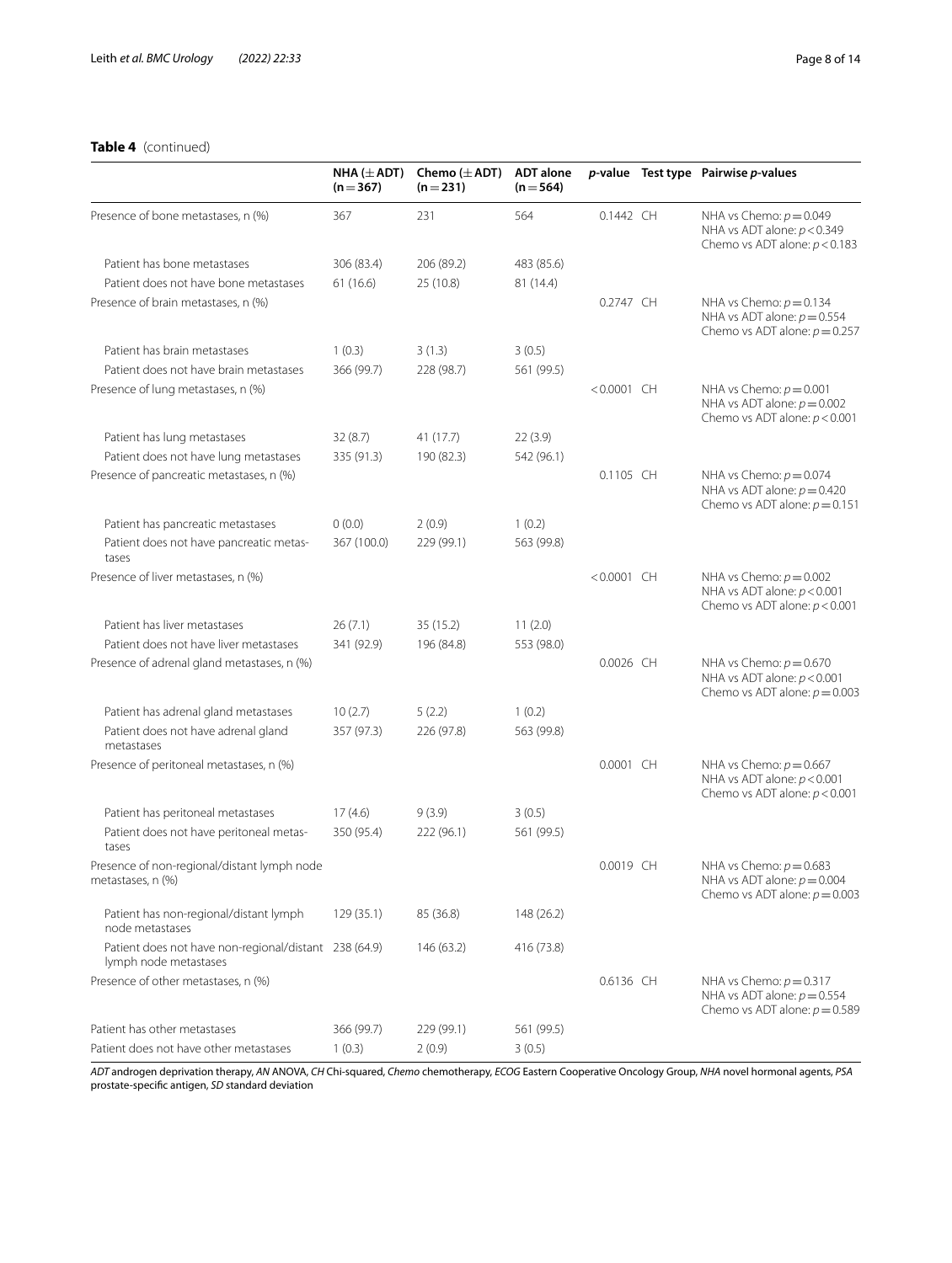**Table 4** (continued)

| | NHA (±ADT) (n = 367) | Chemo (±ADT) (n = 231) | ADT alone (n = 564) | *p*-value | Test type | Pairwise *p*-values |
|---|---|---|---|---|---|---|
| Presence of bone metastases, n (%) | 367 | 231 | 564 | 0.1442 | CH | NHA vs Chemo: $p = 0.049$<br>NHA vs ADT alone: $p < 0.349$<br>Chemo vs ADT alone: $p < 0.183$ |
| Patient has bone metastases | 306 (83.4) | 206 (89.2) | 483 (85.6) | | | |
| Patient does not have bone metastases | 61 (16.6) | 25 (10.8) | 81 (14.4) | | | |
| Presence of brain metastases, n (%) | | | | 0.2747 | CH | NHA vs Chemo: $p = 0.134$<br>NHA vs ADT alone: $p = 0.554$<br>Chemo vs ADT alone: $p = 0.257$ |
| Patient has brain metastases | 1 (0.3) | 3 (1.3) | 3 (0.5) | | | |
| Patient does not have brain metastases | 366 (99.7) | 228 (98.7) | 561 (99.5) | | | |
| Presence of lung metastases, n (%) | | | | < 0.0001 | CH | NHA vs Chemo: $p = 0.001$<br>NHA vs ADT alone: $p = 0.002$<br>Chemo vs ADT alone: $p < 0.001$ |
| Patient has lung metastases | 32 (8.7) | 41 (17.7) | 22 (3.9) | | | |
| Patient does not have lung metastases | 335 (91.3) | 190 (82.3) | 542 (96.1) | | | |
| Presence of pancreatic metastases, n (%) | | | | 0.1105 | CH | NHA vs Chemo: $p = 0.074$<br>NHA vs ADT alone: $p = 0.420$<br>Chemo vs ADT alone: $p = 0.151$ |
| Patient has pancreatic metastases | 0 (0.0) | 2 (0.9) | 1 (0.2) | | | |
| Patient does not have pancreatic metastases | 367 (100.0) | 229 (99.1) | 563 (99.8) | | | |
| Presence of liver metastases, n (%) | | | | < 0.0001 | CH | NHA vs Chemo: $p = 0.002$<br>NHA vs ADT alone: $p < 0.001$<br>Chemo vs ADT alone: $p < 0.001$ |
| Patient has liver metastases | 26 (7.1) | 35 (15.2) | 11 (2.0) | | | |
| Patient does not have liver metastases | 341 (92.9) | 196 (84.8) | 553 (98.0) | | | |
| Presence of adrenal gland metastases, n (%) | | | | 0.0026 | CH | NHA vs Chemo: $p = 0.670$<br>NHA vs ADT alone: $p < 0.001$<br>Chemo vs ADT alone: $p = 0.003$ |
| Patient has adrenal gland metastases | 10 (2.7) | 5 (2.2) | 1 (0.2) | | | |
| Patient does not have adrenal gland metastases | 357 (97.3) | 226 (97.8) | 563 (99.8) | | | |
| Presence of peritoneal metastases, n (%) | | | | 0.0001 | CH | NHA vs Chemo: $p = 0.667$<br>NHA vs ADT alone: $p < 0.001$<br>Chemo vs ADT alone: $p < 0.001$ |
| Patient has peritoneal metastases | 17 (4.6) | 9 (3.9) | 3 (0.5) | | | |
| Patient does not have peritoneal metastases | 350 (95.4) | 222 (96.1) | 561 (99.5) | | | |
| Presence of non-regional/distant lymph node metastases, n (%) | | | | 0.0019 | CH | NHA vs Chemo: $p = 0.683$<br>NHA vs ADT alone: $p = 0.004$<br>Chemo vs ADT alone: $p = 0.003$ |
| Patient has non-regional/distant lymph node metastases | 129 (35.1) | 85 (36.8) | 148 (26.2) | | | |
| Patient does not have non-regional/distant lymph node metastases | 238 (64.9) | 146 (63.2) | 416 (73.8) | | | |
| Presence of other metastases, n (%) | | | | 0.6136 | CH | NHA vs Chemo: $p = 0.317$<br>NHA vs ADT alone: $p = 0.554$<br>Chemo vs ADT alone: $p = 0.589$ |
| Patient has other metastases | 366 (99.7) | 229 (99.1) | 561 (99.5) | | | |
| Patient does not have other metastases | 1 (0.3) | 2 (0.9) | 3 (0.5) | | | |

*ADT* androgen deprivation therapy, *AN* ANOVA, *CH* Chi-squared, *Chemo* chemotherapy, *ECOG* Eastern Cooperative Oncology Group, *NHA* novel hormonal agents, *PSA* prostate-specific antigen, *SD* standard deviation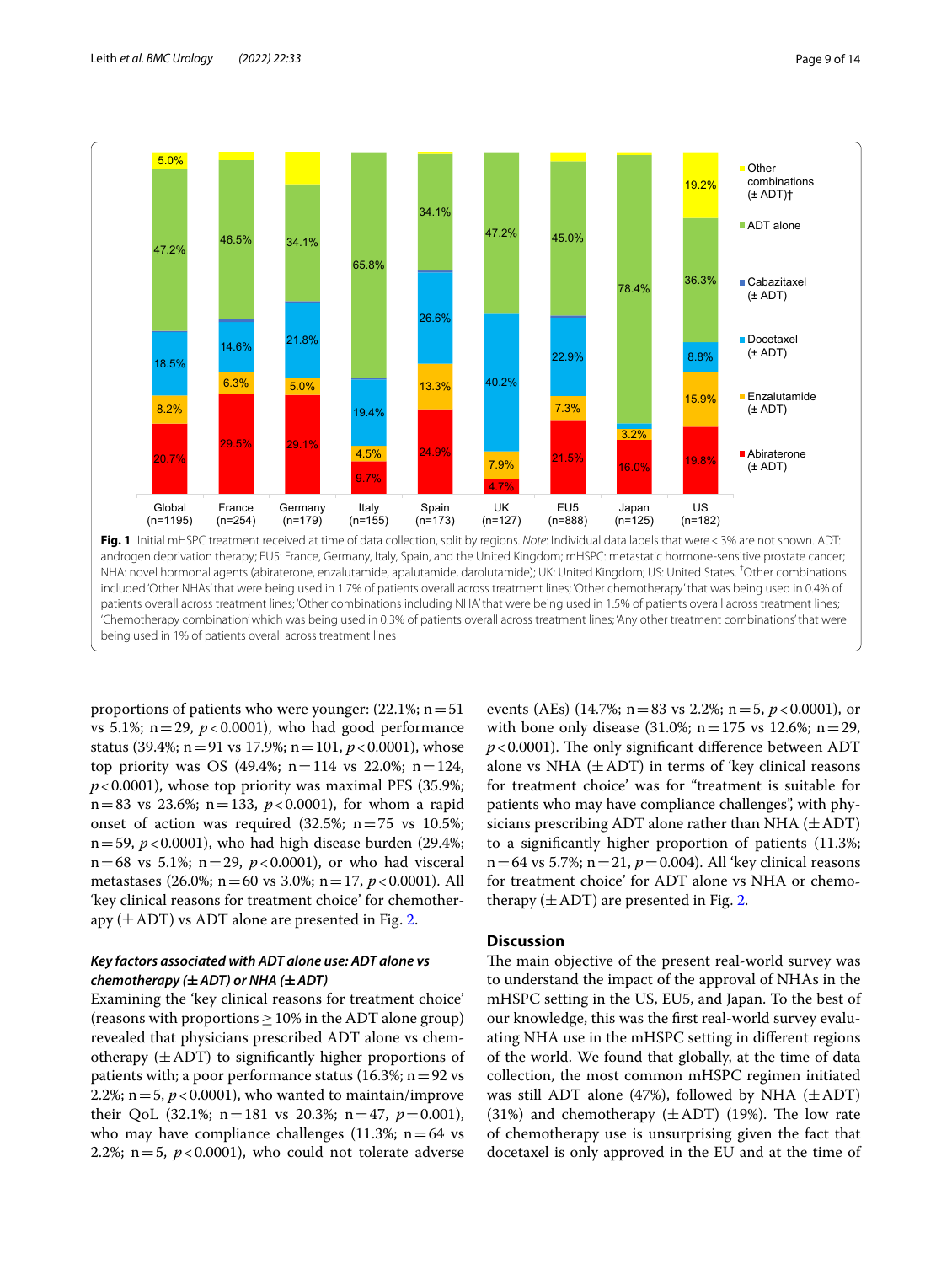**Fig. 1** Initial mHSPC treatment received at time of data collection, split by regions. *Note*: Individual data labels that were < 3% are not shown. ADT: androgen deprivation therapy; EU5: France, Germany, Italy, Spain, and the United Kingdom; mHSPC: metastatic hormone-sensitive prostate cancer; NHA: novel hormonal agents (abiraterone, enzalutamide, apalutamide, darolutamide); UK: United Kingdom; US: United States. [†]Other combinations included 'Other NHAs' that were being used in 1.7% of patients overall across treatment lines; 'Other chemotherapy' that was being used in 0.4% of patients overall across treatment lines; 'Other combinations including NHA' that were being used in 1.5% of patients overall across treatment lines; 'Chemotherapy combination' which was being used in 0.3% of patients overall across treatment lines; 'Any other treatment combinations' that were being used in 1% of patients overall across treatment lines

proportions of patients who were younger: (22.1%; n = 51 vs 5.1%; n = 29, $p < 0.0001$), who had good performance status (39.4%; n = 91 vs 17.9%; n = 101, $p < 0.0001$), whose top priority was OS (49.4%; n = 114 vs 22.0%; n = 124, $p < 0.0001$), whose top priority was maximal PFS (35.9%; n = 83 vs 23.6%; n = 133, $p < 0.0001$), for whom a rapid onset of action was required (32.5%; n = 75 vs 10.5%; n = 59, $p < 0.0001$), who had high disease burden (29.4%; n = 68 vs 5.1%; n = 29, $p < 0.0001$), or who had visceral metastases (26.0%; n = 60 vs 3.0%; n = 17, $p < 0.0001$). All 'key clinical reasons for treatment choice' for chemotherapy (± ADT) vs ADT alone are presented in Fig. 2.

### *Key factors associated with ADT alone use: ADT alone vs chemotherapy (± ADT) or NHA (± ADT)*

Examining the 'key clinical reasons for treatment choice' (reasons with proportions ≥ 10% in the ADT alone group) revealed that physicians prescribed ADT alone vs chemotherapy (± ADT) to significantly higher proportions of patients with; a poor performance status (16.3%; n = 92 vs 2.2%; n = 5, $p < 0.0001$), who wanted to maintain/improve their QoL (32.1%; n = 181 vs 20.3%; n = 47, $p = 0.001$), who may have compliance challenges (11.3%; n = 64 vs 2.2%; n = 5, $p < 0.0001$), who could not tolerate adverse events (AEs) (14.7%; n = 83 vs 2.2%; n = 5, $p < 0.0001$), or with bone only disease (31.0%; n = 175 vs 12.6%; n = 29, $p < 0.0001$). The only significant difference between ADT alone vs NHA (± ADT) in terms of 'key clinical reasons for treatment choice' was for "treatment is suitable for patients who may have compliance challenges", with physicians prescribing ADT alone rather than NHA (± ADT) to a significantly higher proportion of patients (11.3%; n = 64 vs 5.7%; n = 21, $p = 0.004$). All 'key clinical reasons for treatment choice' for ADT alone vs NHA or chemotherapy (± ADT) are presented in Fig. 2.

## Discussion

The main objective of the present real-world survey was to understand the impact of the approval of NHAs in the mHSPC setting in the US, EU5, and Japan. To the best of our knowledge, this was the first real-world survey evaluating NHA use in the mHSPC setting in different regions of the world. We found that globally, at the time of data collection, the most common mHSPC regimen initiated was still ADT alone (47%), followed by NHA (± ADT) (31%) and chemotherapy (± ADT) (19%). The low rate of chemotherapy use is unsurprising given the fact that docetaxel is only approved in the EU and at the time of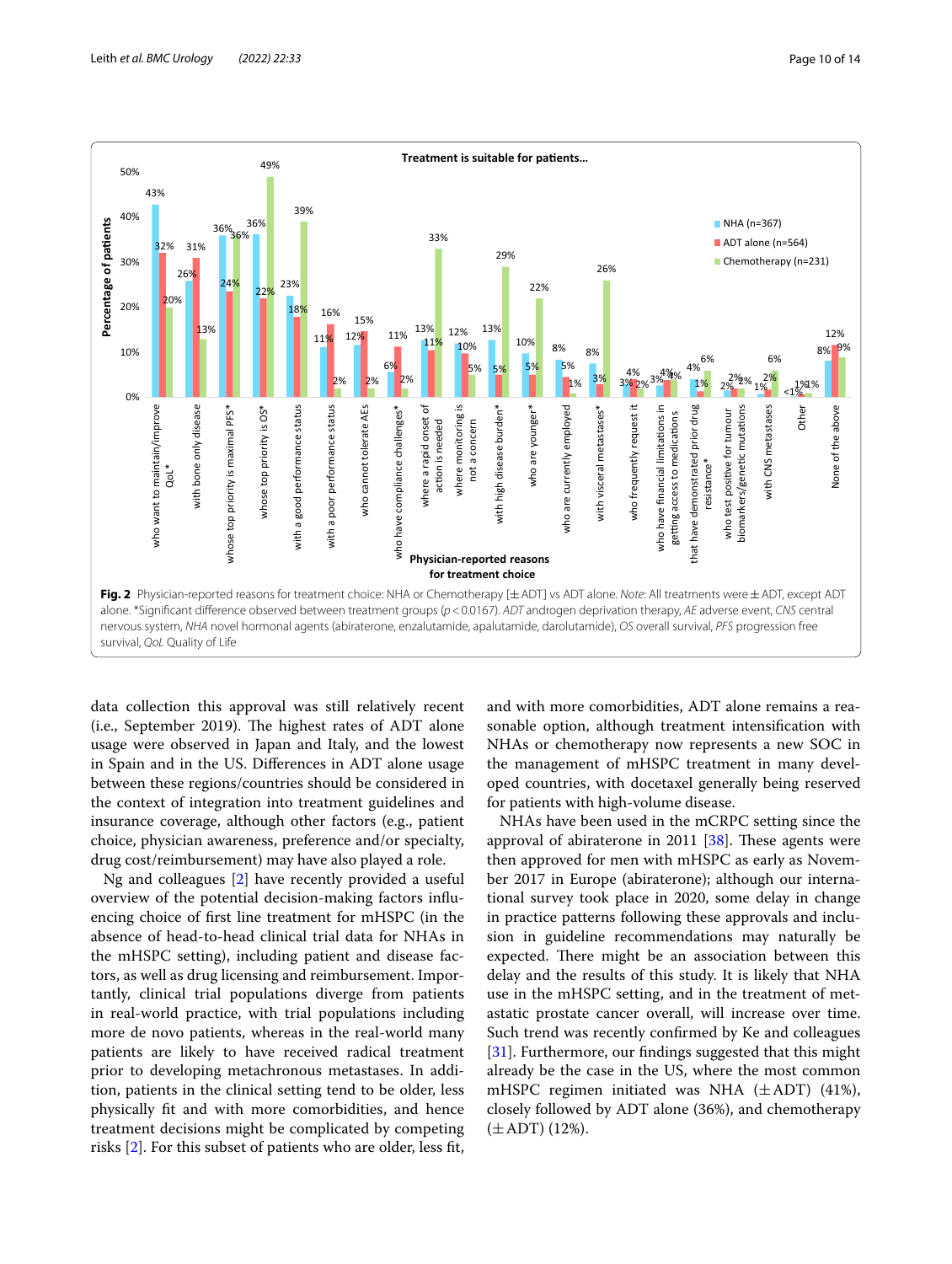**Fig. 2** Physician-reported reasons for treatment choice: NHA or Chemotherapy [± ADT] vs ADT alone. *Note*: All treatments were ± ADT, except ADT alone. *Significant difference observed between treatment groups ($p < 0.0167$). *ADT* androgen deprivation therapy, *AE* adverse event, *CNS* central nervous system, *NHA* novel hormonal agents (abiraterone, enzalutamide, apalutamide, darolutamide), *OS* overall survival, *PFS* progression free survival, *QoL* Quality of Life

data collection this approval was still relatively recent (i.e., September 2019). The highest rates of ADT alone usage were observed in Japan and Italy, and the lowest in Spain and in the US. Differences in ADT alone usage between these regions/countries should be considered in the context of integration into treatment guidelines and insurance coverage, although other factors (e.g., patient choice, physician awareness, preference and/or specialty, drug cost/reimbursement) may have also played a role.

Ng and colleagues [2] have recently provided a useful overview of the potential decision-making factors influencing choice of first line treatment for mHSPC (in the absence of head-to-head clinical trial data for NHAs in the mHSPC setting), including patient and disease factors, as well as drug licensing and reimbursement. Importantly, clinical trial populations diverge from patients in real-world practice, with trial populations including more de novo patients, whereas in the real-world many patients are likely to have received radical treatment prior to developing metachronous metastases. In addition, patients in the clinical setting tend to be older, less physically fit and with more comorbidities, and hence treatment decisions might be complicated by competing risks [2]. For this subset of patients who are older, less fit, and with more comorbidities, ADT alone remains a reasonable option, although treatment intensification with NHAs or chemotherapy now represents a new SOC in the management of mHSPC treatment in many developed countries, with docetaxel generally being reserved for patients with high-volume disease.

NHAs have been used in the mCRPC setting since the approval of abiraterone in 2011 [38]. These agents were then approved for men with mHSPC as early as November 2017 in Europe (abiraterone); although our international survey took place in 2020, some delay in change in practice patterns following these approvals and inclusion in guideline recommendations may naturally be expected. There might be an association between this delay and the results of this study. It is likely that NHA use in the mHSPC setting, and in the treatment of metastatic prostate cancer overall, will increase over time. Such trend was recently confirmed by Ke and colleagues [31]. Furthermore, our findings suggested that this might already be the case in the US, where the most common mHSPC regimen initiated was NHA (± ADT) (41%), closely followed by ADT alone (36%), and chemotherapy (± ADT) (12%).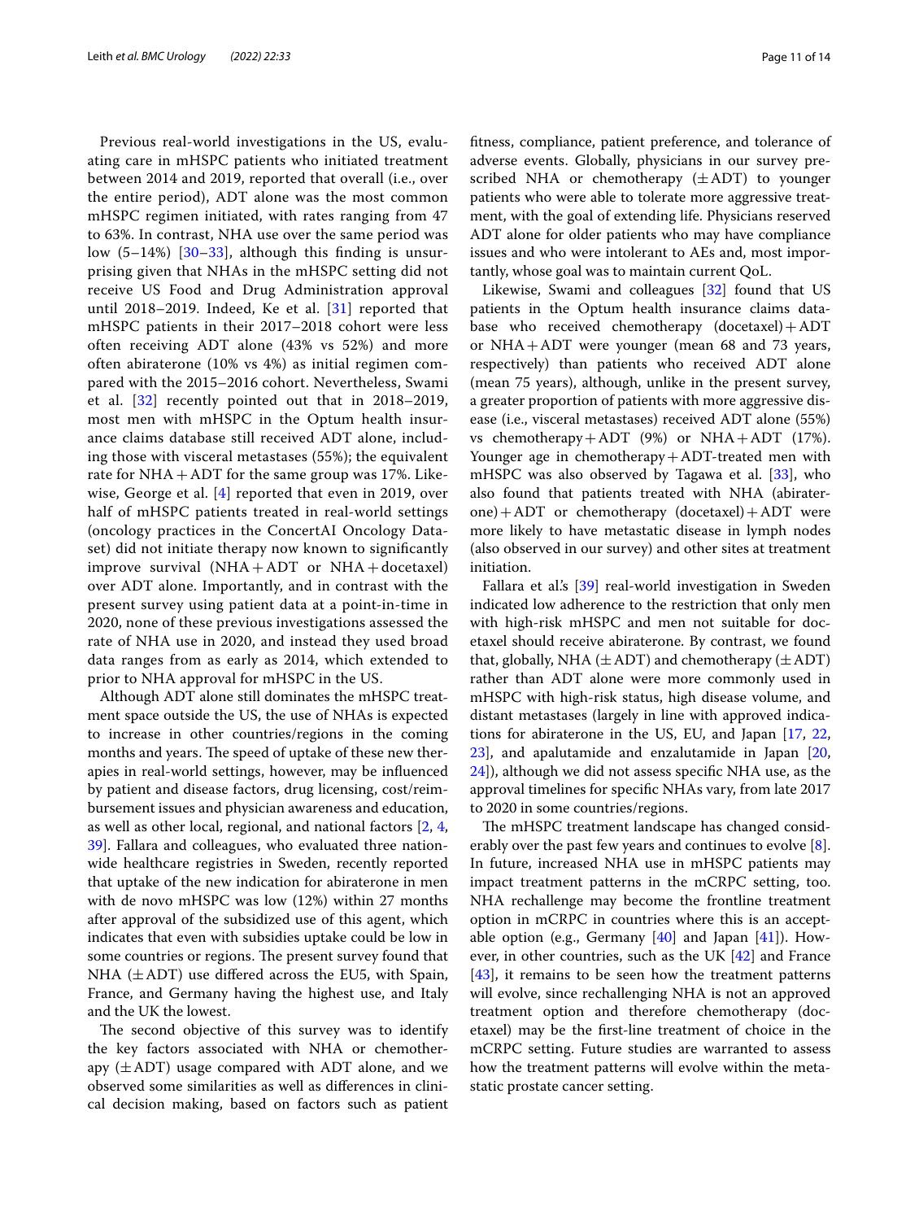Previous real-world investigations in the US, evaluating care in mHSPC patients who initiated treatment between 2014 and 2019, reported that overall (i.e., over the entire period), ADT alone was the most common mHSPC regimen initiated, with rates ranging from 47 to 63%. In contrast, NHA use over the same period was low (5–14%) [30–33], although this finding is unsurprising given that NHAs in the mHSPC setting did not receive US Food and Drug Administration approval until 2018–2019. Indeed, Ke et al. [31] reported that mHSPC patients in their 2017–2018 cohort were less often receiving ADT alone (43% vs 52%) and more often abiraterone (10% vs 4%) as initial regimen compared with the 2015–2016 cohort. Nevertheless, Swami et al. [32] recently pointed out that in 2018–2019, most men with mHSPC in the Optum health insurance claims database still received ADT alone, including those with visceral metastases (55%); the equivalent rate for NHA + ADT for the same group was 17%. Likewise, George et al. [4] reported that even in 2019, over half of mHSPC patients treated in real-world settings (oncology practices in the ConcertAI Oncology Dataset) did not initiate therapy now known to significantly improve survival (NHA + ADT or NHA + docetaxel) over ADT alone. Importantly, and in contrast with the present survey using patient data at a point-in-time in 2020, none of these previous investigations assessed the rate of NHA use in 2020, and instead they used broad data ranges from as early as 2014, which extended to prior to NHA approval for mHSPC in the US.

Although ADT alone still dominates the mHSPC treatment space outside the US, the use of NHAs is expected to increase in other countries/regions in the coming months and years. The speed of uptake of these new therapies in real-world settings, however, may be influenced by patient and disease factors, drug licensing, cost/reimbursement issues and physician awareness and education, as well as other local, regional, and national factors [2, 4, 39]. Fallara and colleagues, who evaluated three nationwide healthcare registries in Sweden, recently reported that uptake of the new indication for abiraterone in men with de novo mHSPC was low (12%) within 27 months after approval of the subsidized use of this agent, which indicates that even with subsidies uptake could be low in some countries or regions. The present survey found that NHA (±ADT) use differed across the EU5, with Spain, France, and Germany having the highest use, and Italy and the UK the lowest.

The second objective of this survey was to identify the key factors associated with NHA or chemotherapy (±ADT) usage compared with ADT alone, and we observed some similarities as well as differences in clinical decision making, based on factors such as patient fitness, compliance, patient preference, and tolerance of adverse events. Globally, physicians in our survey prescribed NHA or chemotherapy (±ADT) to younger patients who were able to tolerate more aggressive treatment, with the goal of extending life. Physicians reserved ADT alone for older patients who may have compliance issues and who were intolerant to AEs and, most importantly, whose goal was to maintain current QoL.

Likewise, Swami and colleagues [32] found that US patients in the Optum health insurance claims database who received chemotherapy (docetaxel) + ADT or NHA + ADT were younger (mean 68 and 73 years, respectively) than patients who received ADT alone (mean 75 years), although, unlike in the present survey, a greater proportion of patients with more aggressive disease (i.e., visceral metastases) received ADT alone (55%) vs chemotherapy + ADT (9%) or NHA + ADT (17%). Younger age in chemotherapy + ADT-treated men with mHSPC was also observed by Tagawa et al. [33], who also found that patients treated with NHA (abiraterone) + ADT or chemotherapy (docetaxel) + ADT were more likely to have metastatic disease in lymph nodes (also observed in our survey) and other sites at treatment initiation.

Fallara et al.'s [39] real-world investigation in Sweden indicated low adherence to the restriction that only men with high-risk mHSPC and men not suitable for docetaxel should receive abiraterone. By contrast, we found that, globally, NHA (±ADT) and chemotherapy (±ADT) rather than ADT alone were more commonly used in mHSPC with high-risk status, high disease volume, and distant metastases (largely in line with approved indications for abiraterone in the US, EU, and Japan [17, 22, 23], and apalutamide and enzalutamide in Japan [20, 24]), although we did not assess specific NHA use, as the approval timelines for specific NHAs vary, from late 2017 to 2020 in some countries/regions.

The mHSPC treatment landscape has changed considerably over the past few years and continues to evolve [8]. In future, increased NHA use in mHSPC patients may impact treatment patterns in the mCRPC setting, too. NHA rechallenge may become the frontline treatment option in mCRPC in countries where this is an acceptable option (e.g., Germany [40] and Japan [41]). However, in other countries, such as the UK [42] and France [43], it remains to be seen how the treatment patterns will evolve, since rechallenging NHA is not an approved treatment option and therefore chemotherapy (docetaxel) may be the first-line treatment of choice in the mCRPC setting. Future studies are warranted to assess how the treatment patterns will evolve within the metastatic prostate cancer setting.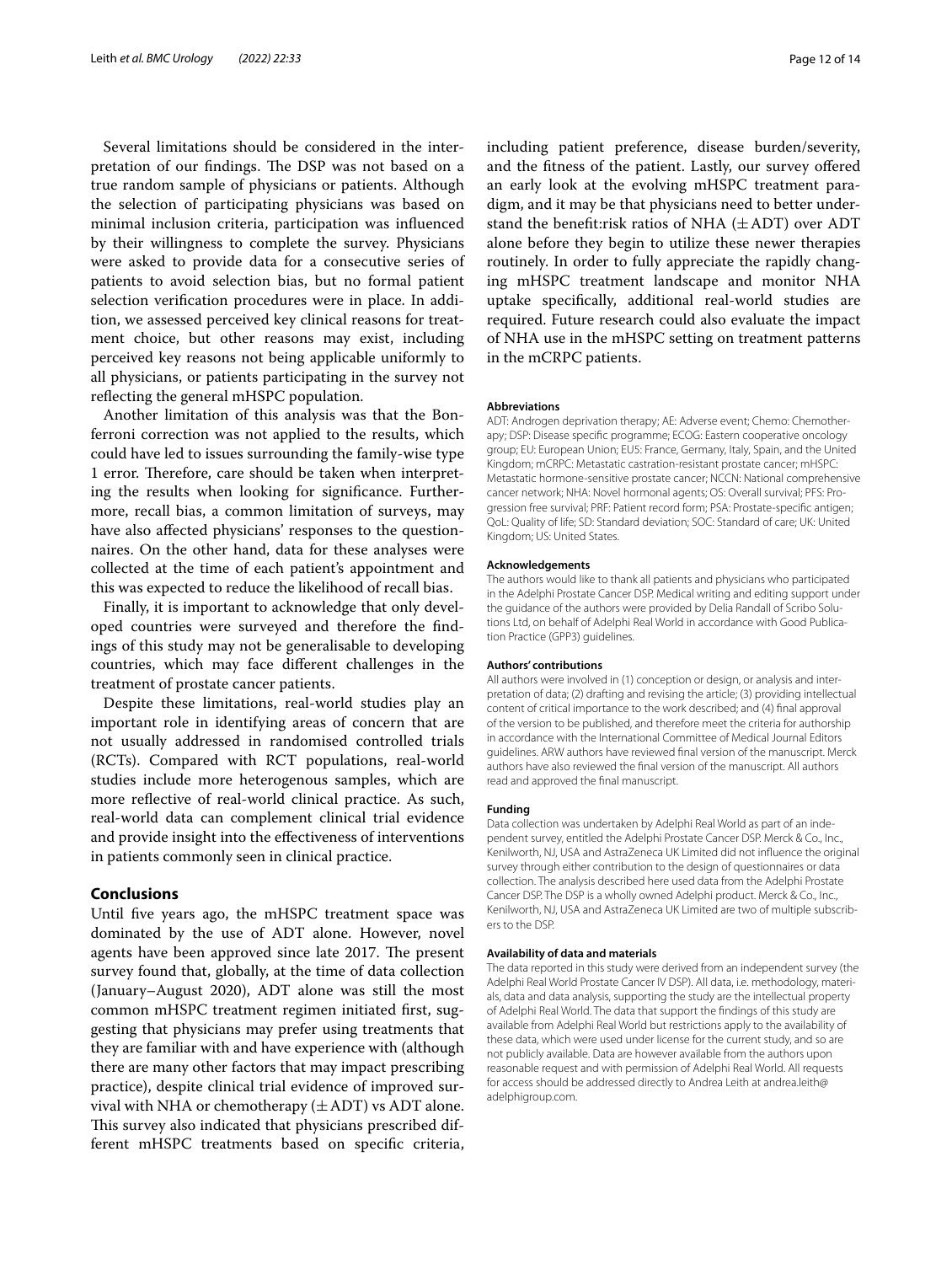Several limitations should be considered in the interpretation of our findings. The DSP was not based on a true random sample of physicians or patients. Although the selection of participating physicians was based on minimal inclusion criteria, participation was influenced by their willingness to complete the survey. Physicians were asked to provide data for a consecutive series of patients to avoid selection bias, but no formal patient selection verification procedures were in place. In addition, we assessed perceived key clinical reasons for treatment choice, but other reasons may exist, including perceived key reasons not being applicable uniformly to all physicians, or patients participating in the survey not reflecting the general mHSPC population.

Another limitation of this analysis was that the Bonferroni correction was not applied to the results, which could have led to issues surrounding the family-wise type 1 error. Therefore, care should be taken when interpreting the results when looking for significance. Furthermore, recall bias, a common limitation of surveys, may have also affected physicians' responses to the questionnaires. On the other hand, data for these analyses were collected at the time of each patient's appointment and this was expected to reduce the likelihood of recall bias.

Finally, it is important to acknowledge that only developed countries were surveyed and therefore the findings of this study may not be generalisable to developing countries, which may face different challenges in the treatment of prostate cancer patients.

Despite these limitations, real-world studies play an important role in identifying areas of concern that are not usually addressed in randomised controlled trials (RCTs). Compared with RCT populations, real-world studies include more heterogenous samples, which are more reflective of real-world clinical practice. As such, real-world data can complement clinical trial evidence and provide insight into the effectiveness of interventions in patients commonly seen in clinical practice.

## Conclusions

Until five years ago, the mHSPC treatment space was dominated by the use of ADT alone. However, novel agents have been approved since late 2017. The present survey found that, globally, at the time of data collection (January–August 2020), ADT alone was still the most common mHSPC treatment regimen initiated first, suggesting that physicians may prefer using treatments that they are familiar with and have experience with (although there are many other factors that may impact prescribing practice), despite clinical trial evidence of improved survival with NHA or chemotherapy (±ADT) vs ADT alone. This survey also indicated that physicians prescribed different mHSPC treatments based on specific criteria, including patient preference, disease burden/severity, and the fitness of the patient. Lastly, our survey offered an early look at the evolving mHSPC treatment paradigm, and it may be that physicians need to better understand the benefit:risk ratios of NHA (±ADT) over ADT alone before they begin to utilize these newer therapies routinely. In order to fully appreciate the rapidly changing mHSPC treatment landscape and monitor NHA uptake specifically, additional real-world studies are required. Future research could also evaluate the impact of NHA use in the mHSPC setting on treatment patterns in the mCRPC patients.

#### Abbreviations

ADT: Androgen deprivation therapy; AE: Adverse event; Chemo: Chemotherapy; DSP: Disease specific programme; ECOG: Eastern cooperative oncology group; EU: European Union; EU5: France, Germany, Italy, Spain, and the United Kingdom; mCRPC: Metastatic castration-resistant prostate cancer; mHSPC: Metastatic hormone-sensitive prostate cancer; NCCN: National comprehensive cancer network; NHA: Novel hormonal agents; OS: Overall survival; PFS: Progression free survival; PRF: Patient record form; PSA: Prostate-specific antigen; QoL: Quality of life; SD: Standard deviation; SOC: Standard of care; UK: United Kingdom; US: United States.

#### Acknowledgements

The authors would like to thank all patients and physicians who participated in the Adelphi Prostate Cancer DSP. Medical writing and editing support under the guidance of the authors were provided by Delia Randall of Scribo Solutions Ltd, on behalf of Adelphi Real World in accordance with Good Publication Practice (GPP3) guidelines.

#### Authors' contributions

All authors were involved in (1) conception or design, or analysis and interpretation of data; (2) drafting and revising the article; (3) providing intellectual content of critical importance to the work described; and (4) final approval of the version to be published, and therefore meet the criteria for authorship in accordance with the International Committee of Medical Journal Editors guidelines. ARW authors have reviewed final version of the manuscript. Merck authors have also reviewed the final version of the manuscript. All authors read and approved the final manuscript.

#### Funding

Data collection was undertaken by Adelphi Real World as part of an independent survey, entitled the Adelphi Prostate Cancer DSP. Merck & Co., Inc., Kenilworth, NJ, USA and AstraZeneca UK Limited did not influence the original survey through either contribution to the design of questionnaires or data collection. The analysis described here used data from the Adelphi Prostate Cancer DSP. The DSP is a wholly owned Adelphi product. Merck & Co., Inc., Kenilworth, NJ, USA and AstraZeneca UK Limited are two of multiple subscribers to the DSP.

#### Availability of data and materials

The data reported in this study were derived from an independent survey (the Adelphi Real World Prostate Cancer IV DSP). All data, i.e. methodology, materials, data and data analysis, supporting the study are the intellectual property of Adelphi Real World. The data that support the findings of this study are available from Adelphi Real World but restrictions apply to the availability of these data, which were used under license for the current study, and so are not publicly available. Data are however available from the authors upon reasonable request and with permission of Adelphi Real World. All requests for access should be addressed directly to Andrea Leith at andrea.leith@adelphigroup.com.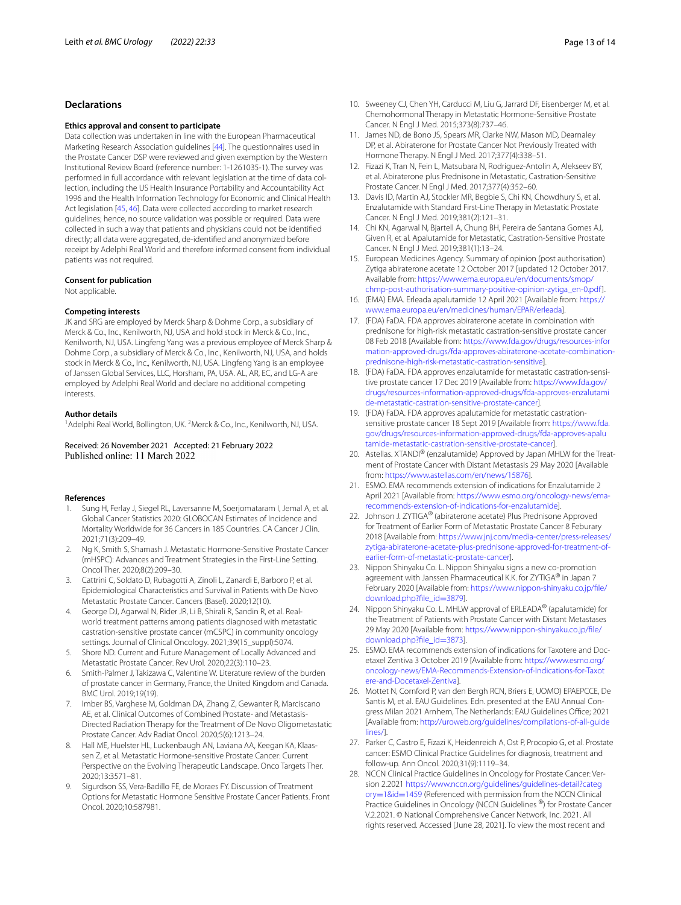## Declarations

### Ethics approval and consent to participate

Data collection was undertaken in line with the European Pharmaceutical Marketing Research Association guidelines [44]. The questionnaires used in the Prostate Cancer DSP were reviewed and given exemption by the Western Institutional Review Board (reference number: 1-1261035-1). The survey was performed in full accordance with relevant legislation at the time of data collection, including the US Health Insurance Portability and Accountability Act 1996 and the Health Information Technology for Economic and Clinical Health Act legislation [45, 46]. Data were collected according to market research guidelines; hence, no source validation was possible or required. Data were collected in such a way that patients and physicians could not be identified directly; all data were aggregated, de-identified and anonymized before receipt by Adelphi Real World and therefore informed consent from individual patients was not required.

### Consent for publication

Not applicable.

### Competing interests

JK and SRG are employed by Merck Sharp & Dohme Corp., a subsidiary of Merck & Co., Inc., Kenilworth, NJ, USA and hold stock in Merck & Co., Inc., Kenilworth, NJ, USA. Lingfeng Yang was a previous employee of Merck Sharp & Dohme Corp., a subsidiary of Merck & Co., Inc., Kenilworth, NJ, USA, and holds stock in Merck & Co., Inc., Kenilworth, NJ, USA. Lingfeng Yang is an employee of Janssen Global Services, LLC, Horsham, PA, USA. AL, AR, EC, and LG-A are employed by Adelphi Real World and declare no additional competing interests.

### Author details

[1]Adelphi Real World, Bollington, UK. [2]Merck & Co., Inc., Kenilworth, NJ, USA.

Received: 26 November 2021 Accepted: 21 February 2022
Published online: 11 March 2022

### References

1. Sung H, Ferlay J, Siegel RL, Laversanne M, Soerjomataram I, Jemal A, et al. Global Cancer Statistics 2020: GLOBOCAN Estimates of Incidence and Mortality Worldwide for 36 Cancers in 185 Countries. CA Cancer J Clin. 2021;71(3):209–49.
2. Ng K, Smith S, Shamash J. Metastatic Hormone-Sensitive Prostate Cancer (mHSPC): Advances and Treatment Strategies in the First-Line Setting. Oncol Ther. 2020;8(2):209–30.
3. Cattrini C, Soldato D, Rubagotti A, Zinoli L, Zanardi E, Barboro P, et al. Epidemiological Characteristics and Survival in Patients with De Novo Metastatic Prostate Cancer. Cancers (Basel). 2020;12(10).
4. George DJ, Agarwal N, Rider JR, Li B, Shirali R, Sandin R, et al. Real-world treatment patterns among patients diagnosed with metastatic castration-sensitive prostate cancer (mCSPC) in community oncology settings. Journal of Clinical Oncology. 2021;39(15_suppl):5074.
5. Shore ND. Current and Future Management of Locally Advanced and Metastatic Prostate Cancer. Rev Urol. 2020;22(3):110–23.
6. Smith-Palmer J, Takizawa C, Valentine W. Literature review of the burden of prostate cancer in Germany, France, the United Kingdom and Canada. BMC Urol. 2019;19(19).
7. Imber BS, Varghese M, Goldman DA, Zhang Z, Gewanter R, Marciscano AE, et al. Clinical Outcomes of Combined Prostate- and Metastasis-Directed Radiation Therapy for the Treatment of De Novo Oligometastatic Prostate Cancer. Adv Radiat Oncol. 2020;5(6):1213–24.
8. Hall ME, Huelster HL, Luckenbaugh AN, Laviana AA, Keegan KA, Klaassen Z, et al. Metastatic Hormone-sensitive Prostate Cancer: Current Perspective on the Evolving Therapeutic Landscape. Onco Targets Ther. 2020;13:3571–81.
9. Sigurdson SS, Vera-Badillo FE, de Moraes FY. Discussion of Treatment Options for Metastatic Hormone Sensitive Prostate Cancer Patients. Front Oncol. 2020;10:587981.
10. Sweeney CJ, Chen YH, Carducci M, Liu G, Jarrard DF, Eisenberger M, et al. Chemohormonal Therapy in Metastatic Hormone-Sensitive Prostate Cancer. N Engl J Med. 2015;373(8):737–46.
11. James ND, de Bono JS, Spears MR, Clarke NW, Mason MD, Dearnaley DP, et al. Abiraterone for Prostate Cancer Not Previously Treated with Hormone Therapy. N Engl J Med. 2017;377(4):338–51.
12. Fizazi K, Tran N, Fein L, Matsubara N, Rodriguez-Antolin A, Alekseev BY, et al. Abiraterone plus Prednisone in Metastatic, Castration-Sensitive Prostate Cancer. N Engl J Med. 2017;377(4):352–60.
13. Davis ID, Martin AJ, Stockler MR, Begbie S, Chi KN, Chowdhury S, et al. Enzalutamide with Standard First-Line Therapy in Metastatic Prostate Cancer. N Engl J Med. 2019;381(2):121–31.
14. Chi KN, Agarwal N, Bjartell A, Chung BH, Pereira de Santana Gomes AJ, Given R, et al. Apalutamide for Metastatic, Castration-Sensitive Prostate Cancer. N Engl J Med. 2019;381(1):13–24.
15. European Medicines Agency. Summary of opinion (post authorisation) Zytiga abiraterone acetate 12 October 2017 [updated 12 October 2017. Available from: https://www.ema.europa.eu/en/documents/smop/chmp-post-authorisation-summary-positive-opinion-zytiga_en-0.pdf].
16. (EMA) EMA. Erleada apalutamide 12 April 2021 [Available from: https://www.ema.europa.eu/en/medicines/human/EPAR/erleada].
17. (FDA) FaDA. FDA approves abiraterone acetate in combination with prednisone for high-risk metastatic castration-sensitive prostate cancer 08 Feb 2018 [Available from: https://www.fda.gov/drugs/resources-information-approved-drugs/fda-approves-abiraterone-acetate-combination-prednisone-high-risk-metastatic-castration-sensitive].
18. (FDA) FaDA. FDA approves enzalutamide for metastatic castration-sensitive prostate cancer 17 Dec 2019 [Available from: https://www.fda.gov/drugs/resources-information-approved-drugs/fda-approves-enzalutamide-metastatic-castration-sensitive-prostate-cancer].
19. (FDA) FaDA. FDA approves apalutamide for metastatic castration-sensitive prostate cancer 18 Sept 2019 [Available from: https://www.fda.gov/drugs/resources-information-approved-drugs/fda-approves-apalutamide-metastatic-castration-sensitive-prostate-cancer].
20. Astellas. XTANDI® (enzalutamide) Approved by Japan MHLW for the Treatment of Prostate Cancer with Distant Metastasis 29 May 2020 [Available from: https://www.astellas.com/en/news/15876].
21. ESMO. EMA recommends extension of indications for Enzalutamide 2 April 2021 [Available from: https://www.esmo.org/oncology-news/ema-recommends-extension-of-indications-for-enzalutamide].
22. Johnson J. ZYTIGA® (abiraterone acetate) Plus Prednisone Approved for Treatment of Earlier Form of Metastatic Prostate Cancer 8 Feburary 2018 [Available from: https://www.jnj.com/media-center/press-releases/zytiga-abiraterone-acetate-plus-prednisone-approved-for-treatment-of-earlier-form-of-metastatic-prostate-cancer].
23. Nippon Shinyaku Co. L. Nippon Shinyaku signs a new co-promotion agreement with Janssen Pharmaceutical K.K. for ZYTIGA® in Japan 7 February 2020 [Available from: https://www.nippon-shinyaku.co.jp/file/download.php?file_id=3879].
24. Nippon Shinyaku Co. L. MHLW approval of ERLEADA® (apalutamide) for the Treatment of Patients with Prostate Cancer with Distant Metastases 29 May 2020 [Available from: https://www.nippon-shinyaku.co.jp/file/download.php?file_id=3873].
25. ESMO. EMA recommends extension of indications for Taxotere and Docetaxel Zentiva 3 October 2019 [Available from: https://www.esmo.org/oncology-news/EMA-Recommends-Extension-of-Indications-for-Taxotere-and-Docetaxel-Zentiva].
26. Mottet N, Cornford P, van den Bergh RCN, Briers E, UOMO) EPAEPCCE, De Santis M, et al. EAU Guidelines. Edn. presented at the EAU Annual Congress Milan 2021 Arnhem, The Netherlands: EAU Guidelines Office; 2021 [Available from: http://uroweb.org/guidelines/compilations-of-all-guidelines/].
27. Parker C, Castro E, Fizazi K, Heidenreich A, Ost P, Procopio G, et al. Prostate cancer: ESMO Clinical Practice Guidelines for diagnosis, treatment and follow-up. Ann Oncol. 2020;31(9):1119–34.
28. NCCN Clinical Practice Guidelines in Oncology for Prostate Cancer: Version 2.2021 https://www.nccn.org/guidelines/guidelines-detail?category=1&id=1459 (Referenced with permission from the NCCN Clinical Practice Guidelines in Oncology (NCCN Guidelines ®) for Prostate Cancer V.2.2021. © National Comprehensive Cancer Network, Inc. 2021. All rights reserved. Accessed [June 28, 2021]. To view the most recent and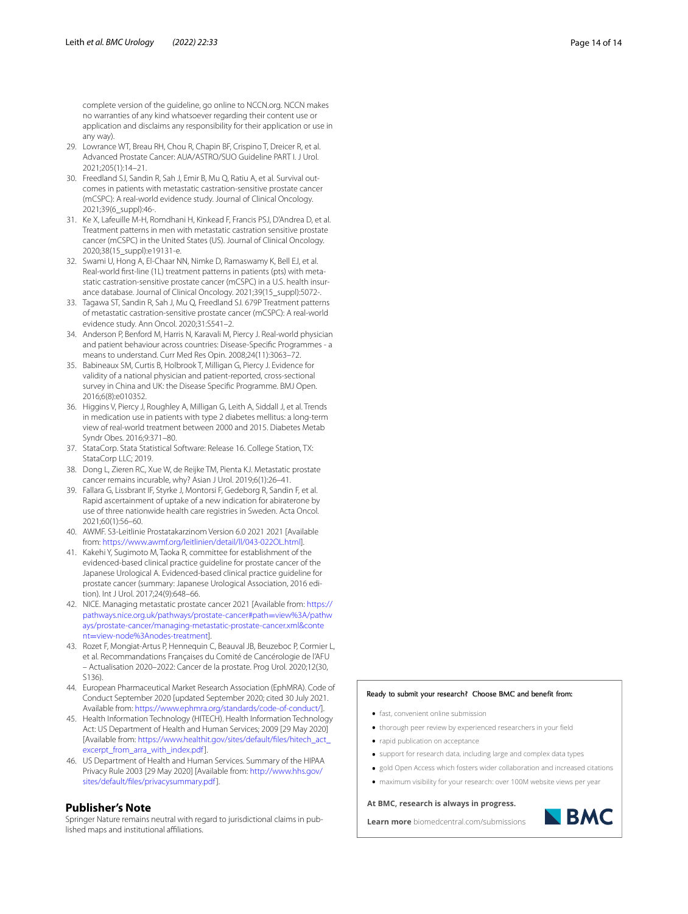complete version of the guideline, go online to NCCN.org. NCCN makes no warranties of any kind whatsoever regarding their content use or application and disclaims any responsibility for their application or use in any way).

29. Lowrance WT, Breau RH, Chou R, Chapin BF, Crispino T, Dreicer R, et al. Advanced Prostate Cancer: AUA/ASTRO/SUO Guideline PART I. J Urol. 2021;205(1):14–21.
30. Freedland SJ, Sandin R, Sah J, Emir B, Mu Q, Ratiu A, et al. Survival outcomes in patients with metastatic castration-sensitive prostate cancer (mCSPC): A real-world evidence study. Journal of Clinical Oncology. 2021;39(6_suppl):46-.
31. Ke X, Lafeuille M-H, Romdhani H, Kinkead F, Francis PSJ, D'Andrea D, et al. Treatment patterns in men with metastatic castration sensitive prostate cancer (mCSPC) in the United States (US). Journal of Clinical Oncology. 2020;38(15_suppl):e19131-e.
32. Swami U, Hong A, El-Chaar NN, Nimke D, Ramaswamy K, Bell EJ, et al. Real-world first-line (1L) treatment patterns in patients (pts) with metastatic castration-sensitive prostate cancer (mCSPC) in a U.S. health insurance database. Journal of Clinical Oncology. 2021;39(15_suppl):5072-.
33. Tagawa ST, Sandin R, Sah J, Mu Q, Freedland SJ. 679P Treatment patterns of metastatic castration-sensitive prostate cancer (mCSPC): A real-world evidence study. Ann Oncol. 2020;31:S541–2.
34. Anderson P, Benford M, Harris N, Karavali M, Piercy J. Real-world physician and patient behaviour across countries: Disease-Specific Programmes - a means to understand. Curr Med Res Opin. 2008;24(11):3063–72.
35. Babineaux SM, Curtis B, Holbrook T, Milligan G, Piercy J. Evidence for validity of a national physician and patient-reported, cross-sectional survey in China and UK: the Disease Specific Programme. BMJ Open. 2016;6(8):e010352.
36. Higgins V, Piercy J, Roughley A, Milligan G, Leith A, Siddall J, et al. Trends in medication use in patients with type 2 diabetes mellitus: a long-term view of real-world treatment between 2000 and 2015. Diabetes Metab Syndr Obes. 2016;9:371–80.
37. StataCorp. Stata Statistical Software: Release 16. College Station, TX: StataCorp LLC; 2019.
38. Dong L, Zieren RC, Xue W, de Reijke TM, Pienta KJ. Metastatic prostate cancer remains incurable, why? Asian J Urol. 2019;6(1):26–41.
39. Fallara G, Lissbrant IF, Styrke J, Montorsi F, Gedeborg R, Sandin F, et al. Rapid ascertainment of uptake of a new indication for abiraterone by use of three nationwide health care registries in Sweden. Acta Oncol. 2021;60(1):56–60.
40. AWMF. S3-Leitlinie Prostatakarzinom Version 6.0 2021 2021 [Available from: https://www.awmf.org/leitlinien/detail/ll/043-022OL.html].
41. Kakehi Y, Sugimoto M, Taoka R, committee for establishment of the evidenced-based clinical practice guideline for prostate cancer of the Japanese Urological A. Evidenced-based clinical practice guideline for prostate cancer (summary: Japanese Urological Association, 2016 edition). Int J Urol. 2017;24(9):648–66.
42. NICE. Managing metastatic prostate cancer 2021 [Available from: https://pathways.nice.org.uk/pathways/prostate-cancer#path=view%3A/pathways/prostate-cancer/managing-metastatic-prostate-cancer.xml&content=view-node%3Anodes-treatment].
43. Rozet F, Mongiat-Artus P, Hennequin C, Beauval JB, Beuzeboc P, Cormier L, et al. Recommandations Françaises du Comité de Cancérologie de l'AFU – Actualisation 2020–2022: Cancer de la prostate. Prog Urol. 2020;12(30, S136).
44. European Pharmaceutical Market Research Association (EphMRA). Code of Conduct September 2020 [updated September 2020; cited 30 July 2021. Available from: https://www.ephmra.org/standards/code-of-conduct/].
45. Health Information Technology (HITECH). Health Information Technology Act: US Department of Health and Human Services; 2009 [29 May 2020] [Available from: https://www.healthit.gov/sites/default/files/hitech_act_excerpt_from_arra_with_index.pdf].
46. US Department of Health and Human Services. Summary of the HIPAA Privacy Rule 2003 [29 May 2020] [Available from: http://www.hhs.gov/sites/default/files/privacysummary.pdf].

## Publisher's Note

Springer Nature remains neutral with regard to jurisdictional claims in published maps and institutional affiliations.

Ready to submit your research? Choose BMC and benefit from:

- fast, convenient online submission
- thorough peer review by experienced researchers in your field
- rapid publication on acceptance
- support for research data, including large and complex data types
- gold Open Access which fosters wider collaboration and increased citations
- maximum visibility for your research: over 100M website views per year

**At BMC, research is always in progress.**

**Learn more** biomedcentral.com/submissions

BMC